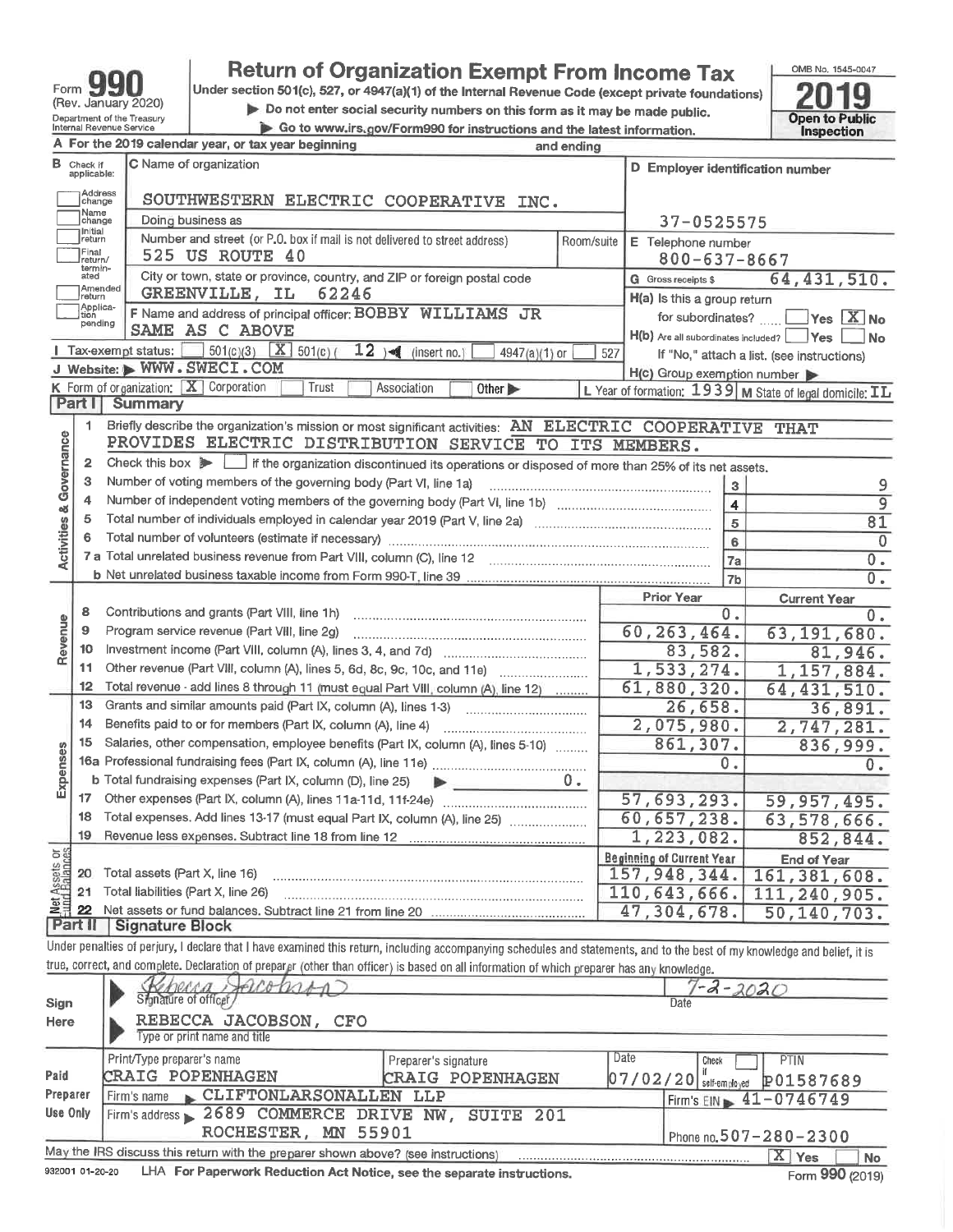Form **990** (Rev. January 2020)
Department of the Treasury
Internal Revenue Service

# Return of Organization Exempt From Income Tax

Under section 501(c), 527, or 4947(a)(1) of the Internal Revenue Code (except private foundations)

▶ Do not enter social security numbers on this form as it may be made public.

▶ Go to www.irs.gov/Form990 for instructions and the latest information.

OMB No. 1545-0047

**2019**

**Open to Public Inspection**

**A** For the 2019 calendar year, or tax year beginning and ending

**B** Check if applicable:
- [ ] Address change
- [ ] Name change
- [ ] Initial return
- [ ] Final return/terminated
- [ ] Amended return
- [ ] Application pending

**C** Name of organization: SOUTHWESTERN ELECTRIC COOPERATIVE INC.

Doing business as

Number and street (or P.O. box if mail is not delivered to street address): 525 US ROUTE 40 | Room/suite

City or town, state or province, country, and ZIP or foreign postal code: GREENVILLE, IL 62246

**D** Employer identification number: 37-0525575

**E** Telephone number: 800-637-8667

**G** Gross receipts $ 64,431,510.

**F** Name and address of principal officer: BOBBY WILLIAMS JR
SAME AS C ABOVE

**H(a)** Is this a group return for subordinates? [ ] Yes [X] No

**H(b)** Are all subordinates included? [ ] Yes [ ] No
If "No," attach a list. (see instructions)

**H(c)** Group exemption number ▶

**I** Tax-exempt status: [ ] 501(c)(3) [X] 501(c) ( 12 ) ◀ (insert no.) [ ] 4947(a)(1) or [ ] 527

**J** Website: ▶ WWW.SWECI.COM

**K** Form of organization: [X] Corporation [ ] Trust [ ] Association [ ] Other ▶

**L** Year of formation: 1939 **M** State of legal domicile: IL

## Part I Summary

**Activities & Governance**

1. Briefly describe the organization's mission or most significant activities: AN ELECTRIC COOPERATIVE THAT PROVIDES ELECTRIC DISTRIBUTION SERVICE TO ITS MEMBERS.
2. Check this box ▶ [ ] if the organization discontinued its operations or disposed of more than 25% of its net assets.

| | | | |
|---|---|---|---|
| 3 | Number of voting members of the governing body (Part VI, line 1a) | 3 | 9 |
| 4 | Number of independent voting members of the governing body (Part VI, line 1b) | 4 | 9 |
| 5 | Total number of individuals employed in calendar year 2019 (Part V, line 2a) | 5 | 81 |
| 6 | Total number of volunteers (estimate if necessary) | 6 | 0 |
| 7a | Total unrelated business revenue from Part VIII, column (C), line 12 | 7a | 0. |
| b | Net unrelated business taxable income from Form 990-T, line 39 | 7b | 0. |

| | | | Prior Year | Current Year |
|---|---|---|---|---|
| **Revenue** | 8 | Contributions and grants (Part VIII, line 1h) | 0. | 0. |
| | 9 | Program service revenue (Part VIII, line 2g) | 60,263,464. | 63,191,680. |
| | 10 | Investment income (Part VIII, column (A), lines 3, 4, and 7d) | 83,582. | 81,946. |
| | 11 | Other revenue (Part VIII, column (A), lines 5, 6d, 8c, 9c, 10c, and 11e) | 1,533,274. | 1,157,884. |
| | 12 | Total revenue - add lines 8 through 11 (must equal Part VIII, column (A), line 12) | 61,880,320. | 64,431,510. |
| **Expenses** | 13 | Grants and similar amounts paid (Part IX, column (A), lines 1-3) | 26,658. | 36,891. |
| | 14 | Benefits paid to or for members (Part IX, column (A), line 4) | 2,075,980. | 2,747,281. |
| | 15 | Salaries, other compensation, employee benefits (Part IX, column (A), lines 5-10) | 861,307. | 836,999. |
| | 16a | Professional fundraising fees (Part IX, column (A), line 11e) | 0. | 0. |
| | b | Total fundraising expenses (Part IX, column (D), line 25) ▶ 0. | | |
| | 17 | Other expenses (Part IX, column (A), lines 11a-11d, 11f-24e) | 57,693,293. | 59,957,495. |
| | 18 | Total expenses. Add lines 13-17 (must equal Part IX, column (A), line 25) | 60,657,238. | 63,578,666. |
| | 19 | Revenue less expenses. Subtract line 18 from line 12 | 1,223,082. | 852,844. |
| | | | **Beginning of Current Year** | **End of Year** |
| **Net Assets or Fund Balances** | 20 | Total assets (Part X, line 16) | 157,948,344. | 161,381,608. |
| | 21 | Total liabilities (Part X, line 26) | 110,643,666. | 111,240,905. |
| | 22 | Net assets or fund balances. Subtract line 21 from line 20 | 47,304,678. | 50,140,703. |

## Part II Signature Block

Under penalties of perjury, I declare that I have examined this return, including accompanying schedules and statements, and to the best of my knowledge and belief, it is true, correct, and complete. Declaration of preparer (other than officer) is based on all information of which preparer has any knowledge.

**Sign Here**

Signature of officer: Rebecca Jacobson | Date: 7-2-2020

REBECCA JACOBSON, CFO
Type or print name and title

**Paid Preparer Use Only**

| Print/Type preparer's name | Preparer's signature | Date | Check [ ] if self-employed | PTIN |
|---|---|---|---|---|
| CRAIG POPENHAGEN | CRAIG POPENHAGEN | 07/02/20 | | P01587689 |

Firm's name ▶ CLIFTONLARSONALLEN LLP | Firm's EIN ▶ 41-0746749

Firm's address ▶ 2689 COMMERCE DRIVE NW, SUITE 201
ROCHESTER, MN 55901 | Phone no. 507-280-2300

May the IRS discuss this return with the preparer shown above? (see instructions) [X] Yes [ ] No

932001 01-20-20 LHA For Paperwork Reduction Act Notice, see the separate instructions. Form **990** (2019)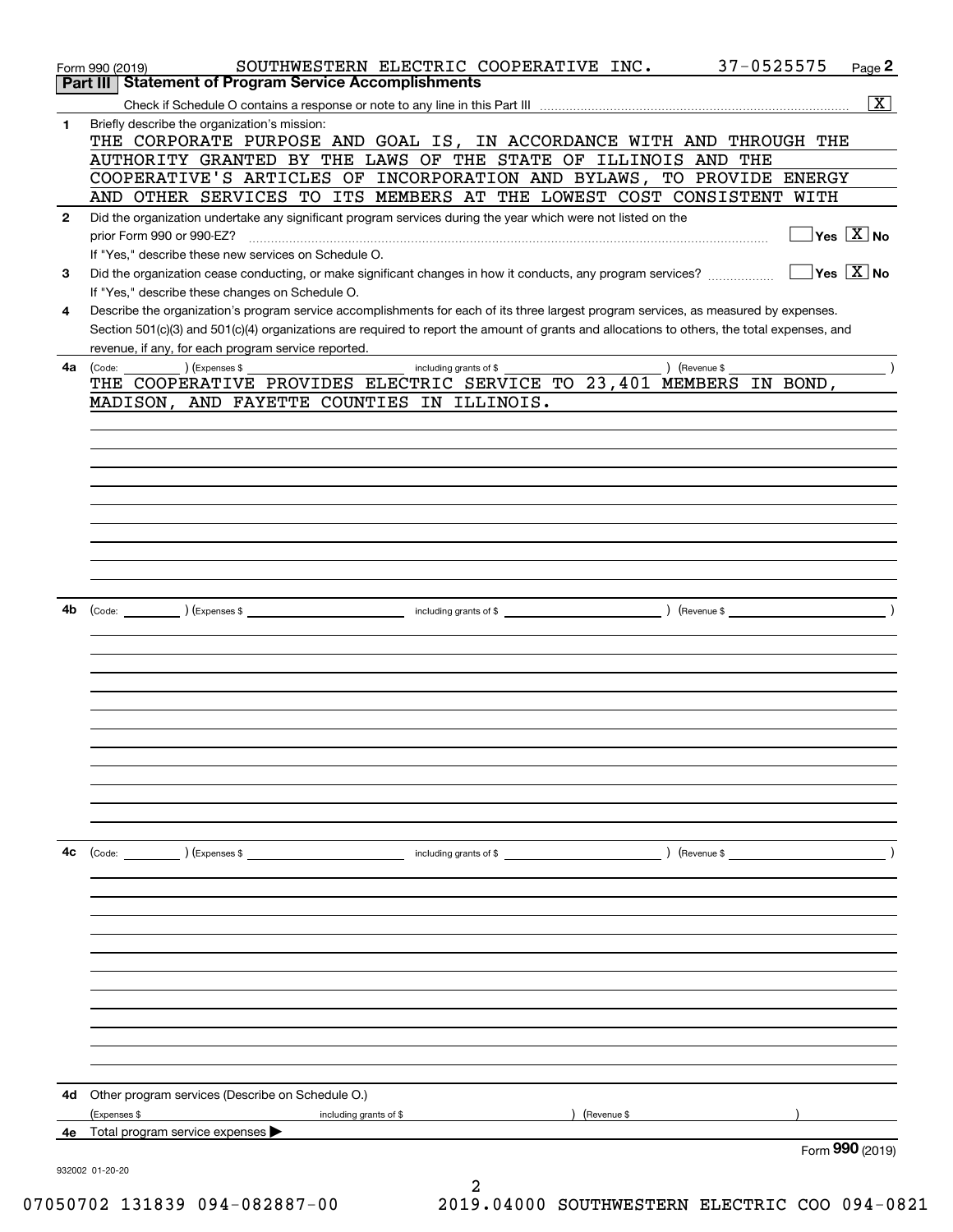Form 990 (2019) SOUTHWESTERN ELECTRIC COOPERATIVE INC. 37-0525575

## Part III Statement of Program Service Accomplishments

Check if Schedule O contains a response or note to any line in this Part III [X]

**1** Briefly describe the organization's mission:

THE CORPORATE PURPOSE AND GOAL IS, IN ACCORDANCE WITH AND THROUGH THE AUTHORITY GRANTED BY THE LAWS OF THE STATE OF ILLINOIS AND THE COOPERATIVE'S ARTICLES OF INCORPORATION AND BYLAWS, TO PROVIDE ENERGY AND OTHER SERVICES TO ITS MEMBERS AT THE LOWEST COST CONSISTENT WITH

**2** Did the organization undertake any significant program services during the year which were not listed on the prior Form 990 or 990-EZ? [ ] Yes [X] No

If "Yes," describe these new services on Schedule O.

**3** Did the organization cease conducting, or make significant changes in how it conducts, any program services? [ ] Yes [X] No

If "Yes," describe these changes on Schedule O.

**4** Describe the organization's program service accomplishments for each of its three largest program services, as measured by expenses. Section 501(c)(3) and 501(c)(4) organizations are required to report the amount of grants and allocations to others, the total expenses, and revenue, if any, for each program service reported.

**4a** (Code: ) (Expenses $ including grants of $ ) (Revenue $ )

THE COOPERATIVE PROVIDES ELECTRIC SERVICE TO 23,401 MEMBERS IN BOND, MADISON, AND FAYETTE COUNTIES IN ILLINOIS.

**4b** (Code: ) (Expenses $ including grants of $ ) (Revenue $ )

**4c** (Code: ) (Expenses $ including grants of $ ) (Revenue $ )

**4d** Other program services (Describe on Schedule O.)

(Expenses $ including grants of $ ) (Revenue $ )

**4e** Total program service expenses

Form 990 (2019)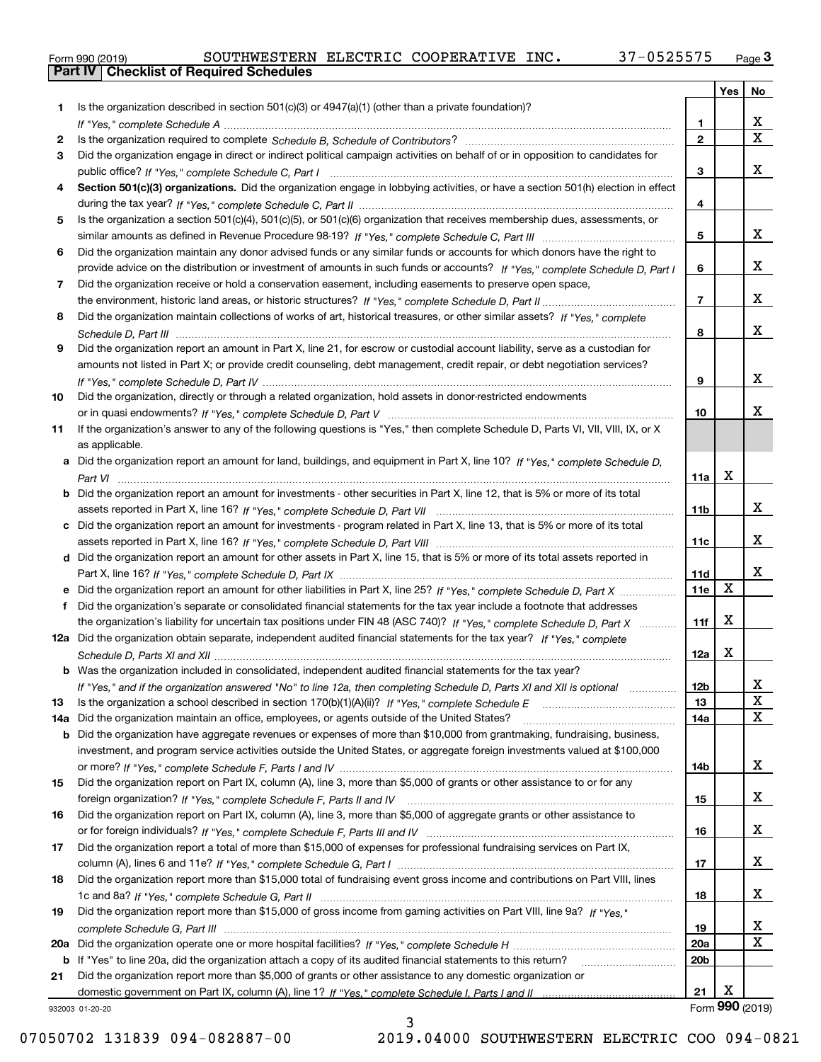Form 990 (2019) SOUTHWESTERN ELECTRIC COOPERATIVE INC. 37-0525575 Page **3**

## Part IV Checklist of Required Schedules

| | | | Yes | No |
|---|---|---|---|---|
| **1** | Is the organization described in section 501(c)(3) or 4947(a)(1) (other than a private foundation)? *If "Yes," complete Schedule A* | **1** | | X |
| **2** | Is the organization required to complete *Schedule B, Schedule of Contributors*? | **2** | | X |
| **3** | Did the organization engage in direct or indirect political campaign activities on behalf of or in opposition to candidates for public office? *If "Yes," complete Schedule C, Part I* | **3** | | X |
| **4** | **Section 501(c)(3) organizations.** Did the organization engage in lobbying activities, or have a section 501(h) election in effect during the tax year? *If "Yes," complete Schedule C, Part II* | **4** | | |
| **5** | Is the organization a section 501(c)(4), 501(c)(5), or 501(c)(6) organization that receives membership dues, assessments, or similar amounts as defined in Revenue Procedure 98-19? *If "Yes," complete Schedule C, Part III* | **5** | | X |
| **6** | Did the organization maintain any donor advised funds or any similar funds or accounts for which donors have the right to provide advice on the distribution or investment of amounts in such funds or accounts? *If "Yes," complete Schedule D, Part I* | **6** | | X |
| **7** | Did the organization receive or hold a conservation easement, including easements to preserve open space, the environment, historic land areas, or historic structures? *If "Yes," complete Schedule D, Part II* | **7** | | X |
| **8** | Did the organization maintain collections of works of art, historical treasures, or other similar assets? *If "Yes," complete Schedule D, Part III* | **8** | | X |
| **9** | Did the organization report an amount in Part X, line 21, for escrow or custodial account liability, serve as a custodian for amounts not listed in Part X; or provide credit counseling, debt management, credit repair, or debt negotiation services? *If "Yes," complete Schedule D, Part IV* | **9** | | X |
| **10** | Did the organization, directly or through a related organization, hold assets in donor-restricted endowments or in quasi endowments? *If "Yes," complete Schedule D, Part V* | **10** | | X |
| **11** | If the organization's answer to any of the following questions is "Yes," then complete Schedule D, Parts VI, VII, VIII, IX, or X as applicable. | | | |
| **a** | Did the organization report an amount for land, buildings, and equipment in Part X, line 10? *If "Yes," complete Schedule D, Part VI* | **11a** | X | |
| **b** | Did the organization report an amount for investments - other securities in Part X, line 12, that is 5% or more of its total assets reported in Part X, line 16? *If "Yes," complete Schedule D, Part VII* | **11b** | | X |
| **c** | Did the organization report an amount for investments - program related in Part X, line 13, that is 5% or more of its total assets reported in Part X, line 16? *If "Yes," complete Schedule D, Part VIII* | **11c** | | X |
| **d** | Did the organization report an amount for other assets in Part X, line 15, that is 5% or more of its total assets reported in Part X, line 16? *If "Yes," complete Schedule D, Part IX* | **11d** | | X |
| **e** | Did the organization report an amount for other liabilities in Part X, line 25? *If "Yes," complete Schedule D, Part X* | **11e** | X | |
| **f** | Did the organization's separate or consolidated financial statements for the tax year include a footnote that addresses the organization's liability for uncertain tax positions under FIN 48 (ASC 740)? *If "Yes," complete Schedule D, Part X* | **11f** | X | |
| **12a** | Did the organization obtain separate, independent audited financial statements for the tax year? *If "Yes," complete Schedule D, Parts XI and XII* | **12a** | X | |
| **b** | Was the organization included in consolidated, independent audited financial statements for the tax year? *If "Yes," and if the organization answered "No" to line 12a, then completing Schedule D, Parts XI and XII is optional* | **12b** | | X |
| **13** | Is the organization a school described in section 170(b)(1)(A)(ii)? *If "Yes," complete Schedule E* | **13** | | X |
| **14a** | Did the organization maintain an office, employees, or agents outside of the United States? | **14a** | | X |
| **b** | Did the organization have aggregate revenues or expenses of more than $10,000 from grantmaking, fundraising, business, investment, and program service activities outside the United States, or aggregate foreign investments valued at $100,000 or more? *If "Yes," complete Schedule F, Parts I and IV* | **14b** | | X |
| **15** | Did the organization report on Part IX, column (A), line 3, more than $5,000 of grants or other assistance to or for any foreign organization? *If "Yes," complete Schedule F, Parts II and IV* | **15** | | X |
| **16** | Did the organization report on Part IX, column (A), line 3, more than $5,000 of aggregate grants or other assistance to or for foreign individuals? *If "Yes," complete Schedule F, Parts III and IV* | **16** | | X |
| **17** | Did the organization report a total of more than $15,000 of expenses for professional fundraising services on Part IX, column (A), lines 6 and 11e? *If "Yes," complete Schedule G, Part I* | **17** | | X |
| **18** | Did the organization report more than $15,000 total of fundraising event gross income and contributions on Part VIII, lines 1c and 8a? *If "Yes," complete Schedule G, Part II* | **18** | | X |
| **19** | Did the organization report more than $15,000 of gross income from gaming activities on Part VIII, line 9a? *If "Yes," complete Schedule G, Part III* | **19** | | X |
| **20a** | Did the organization operate one or more hospital facilities? *If "Yes," complete Schedule H* | **20a** | | X |
| **b** | If "Yes" to line 20a, did the organization attach a copy of its audited financial statements to this return? | **20b** | | |
| **21** | Did the organization report more than $5,000 of grants or other assistance to any domestic organization or domestic government on Part IX, column (A), line 1? *If "Yes," complete Schedule I, Parts I and II* | **21** | X | |

932003 01-20-20 Form **990** (2019)

07050702 131839 094-082887-00 2019.04000 SOUTHWESTERN ELECTRIC COO 094-0821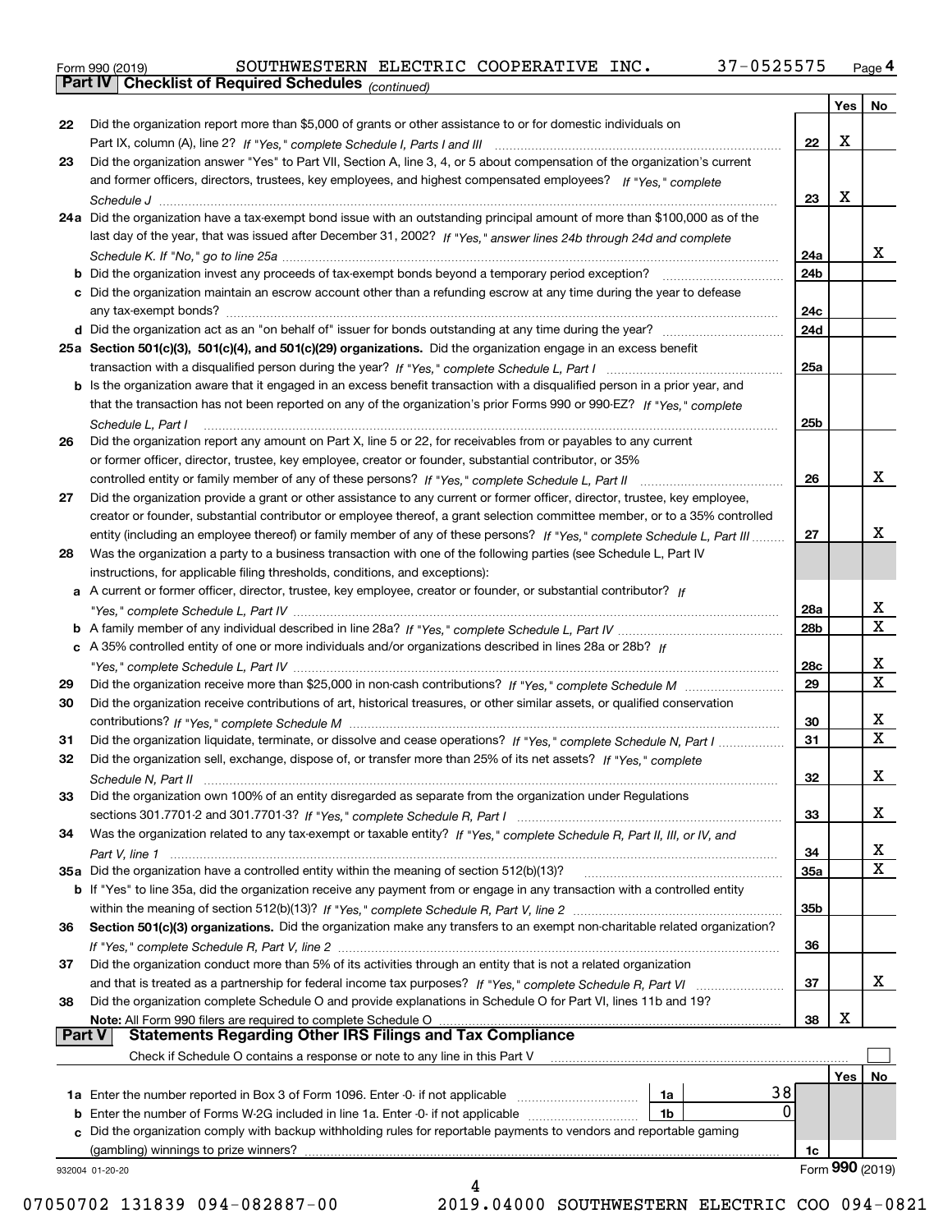Form 990 (2019) SOUTHWESTERN ELECTRIC COOPERATIVE INC. 37-0525575 Page 4

## Part IV Checklist of Required Schedules *(continued)*

| | | | Yes | No |
|---|---|---|---|---|
| 22 | Did the organization report more than $5,000 of grants or other assistance to or for domestic individuals on Part IX, column (A), line 2? *If "Yes," complete Schedule I, Parts I and III* | 22 | X | |
| 23 | Did the organization answer "Yes" to Part VII, Section A, line 3, 4, or 5 about compensation of the organization's current and former officers, directors, trustees, key employees, and highest compensated employees? *If "Yes," complete Schedule J* | 23 | X | |
| 24a | Did the organization have a tax-exempt bond issue with an outstanding principal amount of more than $100,000 as of the last day of the year, that was issued after December 31, 2002? *If "Yes," answer lines 24b through 24d and complete Schedule K. If "No," go to line 25a* | 24a | | X |
| b | Did the organization invest any proceeds of tax-exempt bonds beyond a temporary period exception? | 24b | | |
| c | Did the organization maintain an escrow account other than a refunding escrow at any time during the year to defease any tax-exempt bonds? | 24c | | |
| d | Did the organization act as an "on behalf of" issuer for bonds outstanding at any time during the year? | 24d | | |
| 25a | **Section 501(c)(3), 501(c)(4), and 501(c)(29) organizations.** Did the organization engage in an excess benefit transaction with a disqualified person during the year? *If "Yes," complete Schedule L, Part I* | 25a | | |
| b | Is the organization aware that it engaged in an excess benefit transaction with a disqualified person in a prior year, and that the transaction has not been reported on any of the organization's prior Forms 990 or 990-EZ? *If "Yes," complete Schedule L, Part I* | 25b | | |
| 26 | Did the organization report any amount on Part X, line 5 or 22, for receivables from or payables to any current or former officer, director, trustee, key employee, creator or founder, substantial contributor, or 35% controlled entity or family member of any of these persons? *If "Yes," complete Schedule L, Part II* | 26 | | X |
| 27 | Did the organization provide a grant or other assistance to any current or former officer, director, trustee, key employee, creator or founder, substantial contributor or employee thereof, a grant selection committee member, or to a 35% controlled entity (including an employee thereof) or family member of any of these persons? *If "Yes," complete Schedule L, Part III* | 27 | | X |
| 28 | Was the organization a party to a business transaction with one of the following parties (see Schedule L, Part IV instructions, for applicable filing thresholds, conditions, and exceptions): | | | |
| a | A current or former officer, director, trustee, key employee, creator or founder, or substantial contributor? *If "Yes," complete Schedule L, Part IV* | 28a | | X |
| b | A family member of any individual described in line 28a? *If "Yes," complete Schedule L, Part IV* | 28b | | X |
| c | A 35% controlled entity of one or more individuals and/or organizations described in lines 28a or 28b? *If "Yes," complete Schedule L, Part IV* | 28c | | X |
| 29 | Did the organization receive more than $25,000 in non-cash contributions? *If "Yes," complete Schedule M* | 29 | | X |
| 30 | Did the organization receive contributions of art, historical treasures, or other similar assets, or qualified conservation contributions? *If "Yes," complete Schedule M* | 30 | | X |
| 31 | Did the organization liquidate, terminate, or dissolve and cease operations? *If "Yes," complete Schedule N, Part I* | 31 | | X |
| 32 | Did the organization sell, exchange, dispose of, or transfer more than 25% of its net assets? *If "Yes," complete Schedule N, Part II* | 32 | | X |
| 33 | Did the organization own 100% of an entity disregarded as separate from the organization under Regulations sections 301.7701-2 and 301.7701-3? *If "Yes," complete Schedule R, Part I* | 33 | | X |
| 34 | Was the organization related to any tax-exempt or taxable entity? *If "Yes," complete Schedule R, Part II, III, or IV, and Part V, line 1* | 34 | | X |
| 35a | Did the organization have a controlled entity within the meaning of section 512(b)(13)? | 35a | | X |
| b | If "Yes" to line 35a, did the organization receive any payment from or engage in any transaction with a controlled entity within the meaning of section 512(b)(13)? *If "Yes," complete Schedule R, Part V, line 2* | 35b | | |
| 36 | **Section 501(c)(3) organizations.** Did the organization make any transfers to an exempt non-charitable related organization? *If "Yes," complete Schedule R, Part V, line 2* | 36 | | |
| 37 | Did the organization conduct more than 5% of its activities through an entity that is not a related organization and that is treated as a partnership for federal income tax purposes? *If "Yes," complete Schedule R, Part VI* | 37 | | X |
| 38 | Did the organization complete Schedule O and provide explanations in Schedule O for Part VI, lines 11b and 19? **Note:** All Form 990 filers are required to complete Schedule O | 38 | X | |

## Part V Statements Regarding Other IRS Filings and Tax Compliance

Check if Schedule O contains a response or note to any line in this Part V ☐

| | | | | | Yes | No |
|---|---|---|---|---|---|---|
| 1a | Enter the number reported in Box 3 of Form 1096. Enter -0- if not applicable | 1a | 38 | | | |
| b | Enter the number of Forms W-2G included in line 1a. Enter -0- if not applicable | 1b | 0 | | | |
| c | Did the organization comply with backup withholding rules for reportable payments to vendors and reportable gaming (gambling) winnings to prize winners? | | | 1c | | |

932004 01-20-20 Form **990** (2019)

07050702 131839 094-082887-00 2019.04000 SOUTHWESTERN ELECTRIC COO 094-0821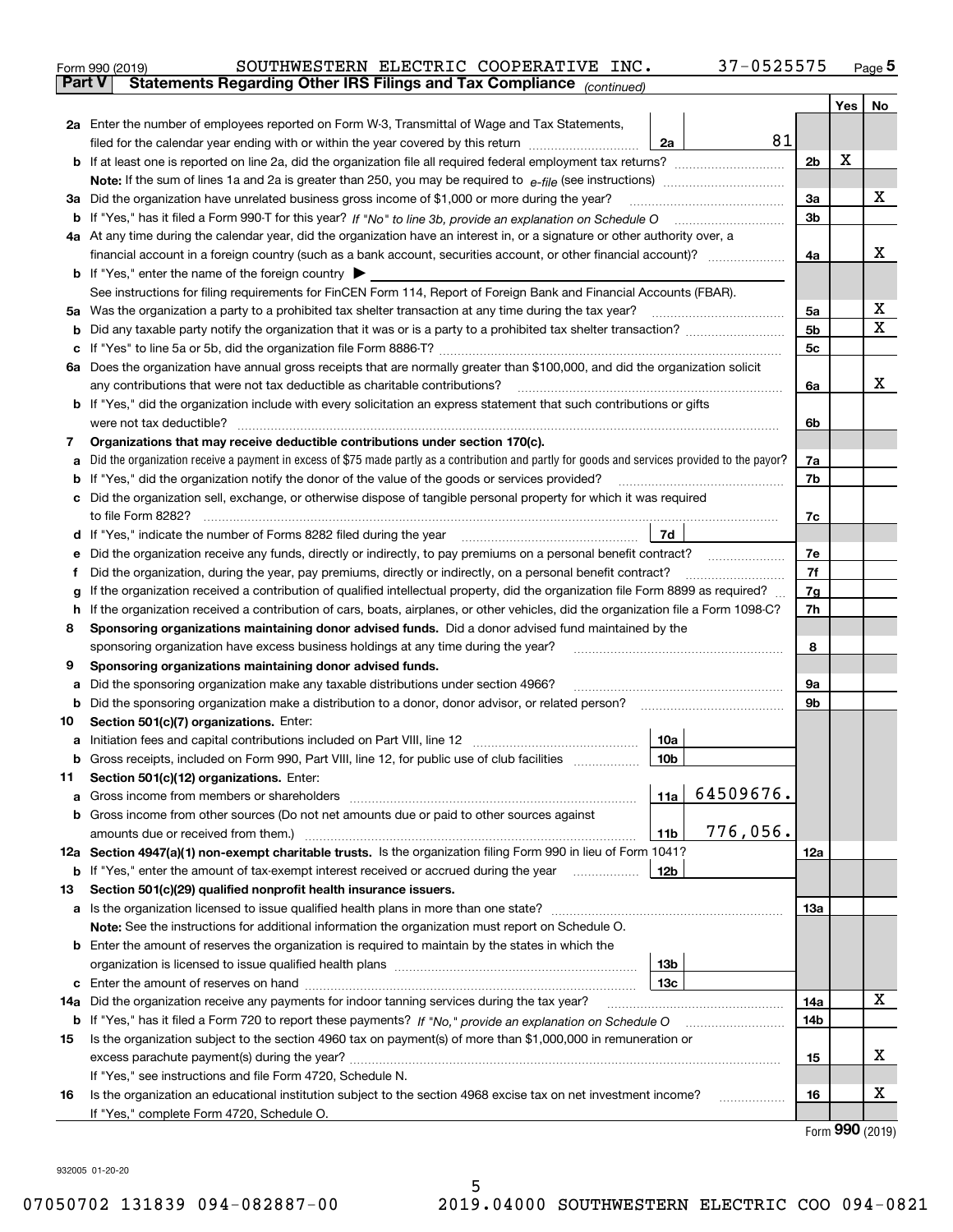Form 990 (2019) SOUTHWESTERN ELECTRIC COOPERATIVE INC. 37-0525575 Page **5**

**Part V Statements Regarding Other IRS Filings and Tax Compliance** *(continued)*

| | | | | | Yes | No |
|---|---|---|---|---|---|---|
| **2a** | Enter the number of employees reported on Form W-3, Transmittal of Wage and Tax Statements, filed for the calendar year ending with or within the year covered by this return | 2a | 81 | | | |
| **b** | If at least one is reported on line 2a, did the organization file all required federal employment tax returns? | | | 2b | X | |
| | **Note:** If the sum of lines 1a and 2a is greater than 250, you may be required to *e-file* (see instructions) | | | | | |
| **3a** | Did the organization have unrelated business gross income of $1,000 or more during the year? | | | 3a | | X |
| **b** | If "Yes," has it filed a Form 990-T for this year? *If "No" to line 3b, provide an explanation on Schedule O* | | | 3b | | |
| **4a** | At any time during the calendar year, did the organization have an interest in, or a signature or other authority over, a financial account in a foreign country (such as a bank account, securities account, or other financial account)? | | | 4a | | X |
| **b** | If "Yes," enter the name of the foreign country ▶ | | | | | |
| | See instructions for filing requirements for FinCEN Form 114, Report of Foreign Bank and Financial Accounts (FBAR). | | | | | |
| **5a** | Was the organization a party to a prohibited tax shelter transaction at any time during the tax year? | | | 5a | | X |
| **b** | Did any taxable party notify the organization that it was or is a party to a prohibited tax shelter transaction? | | | 5b | | X |
| **c** | If "Yes" to line 5a or 5b, did the organization file Form 8886-T? | | | 5c | | |
| **6a** | Does the organization have annual gross receipts that are normally greater than $100,000, and did the organization solicit any contributions that were not tax deductible as charitable contributions? | | | 6a | | X |
| **b** | If "Yes," did the organization include with every solicitation an express statement that such contributions or gifts were not tax deductible? | | | 6b | | |
| **7** | **Organizations that may receive deductible contributions under section 170(c).** | | | | | |
| **a** | Did the organization receive a payment in excess of $75 made partly as a contribution and partly for goods and services provided to the payor? | | | 7a | | |
| **b** | If "Yes," did the organization notify the donor of the value of the goods or services provided? | | | 7b | | |
| **c** | Did the organization sell, exchange, or otherwise dispose of tangible personal property for which it was required to file Form 8282? | | | 7c | | |
| **d** | If "Yes," indicate the number of Forms 8282 filed during the year | 7d | | | | |
| **e** | Did the organization receive any funds, directly or indirectly, to pay premiums on a personal benefit contract? | | | 7e | | |
| **f** | Did the organization, during the year, pay premiums, directly or indirectly, on a personal benefit contract? | | | 7f | | |
| **g** | If the organization received a contribution of qualified intellectual property, did the organization file Form 8899 as required? | | | 7g | | |
| **h** | If the organization received a contribution of cars, boats, airplanes, or other vehicles, did the organization file a Form 1098-C? | | | 7h | | |
| **8** | **Sponsoring organizations maintaining donor advised funds.** Did a donor advised fund maintained by the sponsoring organization have excess business holdings at any time during the year? | | | 8 | | |
| **9** | **Sponsoring organizations maintaining donor advised funds.** | | | | | |
| **a** | Did the sponsoring organization make any taxable distributions under section 4966? | | | 9a | | |
| **b** | Did the sponsoring organization make a distribution to a donor, donor advisor, or related person? | | | 9b | | |
| **10** | **Section 501(c)(7) organizations.** Enter: | | | | | |
| **a** | Initiation fees and capital contributions included on Part VIII, line 12 | 10a | | | | |
| **b** | Gross receipts, included on Form 990, Part VIII, line 12, for public use of club facilities | 10b | | | | |
| **11** | **Section 501(c)(12) organizations.** Enter: | | | | | |
| **a** | Gross income from members or shareholders | 11a | 64509676. | | | |
| **b** | Gross income from other sources (Do not net amounts due or paid to other sources against amounts due or received from them.) | 11b | 776,056. | | | |
| **12a** | **Section 4947(a)(1) non-exempt charitable trusts.** Is the organization filing Form 990 in lieu of Form 1041? | | | 12a | | |
| **b** | If "Yes," enter the amount of tax-exempt interest received or accrued during the year | 12b | | | | |
| **13** | **Section 501(c)(29) qualified nonprofit health insurance issuers.** | | | | | |
| **a** | Is the organization licensed to issue qualified health plans in more than one state? | | | 13a | | |
| | **Note:** See the instructions for additional information the organization must report on Schedule O. | | | | | |
| **b** | Enter the amount of reserves the organization is required to maintain by the states in which the organization is licensed to issue qualified health plans | 13b | | | | |
| **c** | Enter the amount of reserves on hand | 13c | | | | |
| **14a** | Did the organization receive any payments for indoor tanning services during the tax year? | | | 14a | | X |
| **b** | If "Yes," has it filed a Form 720 to report these payments? *If "No," provide an explanation on Schedule O* | | | 14b | | |
| **15** | Is the organization subject to the section 4960 tax on payment(s) of more than $1,000,000 in remuneration or excess parachute payment(s) during the year? | | | 15 | | X |
| | If "Yes," see instructions and file Form 4720, Schedule N. | | | | | |
| **16** | Is the organization an educational institution subject to the section 4968 excise tax on net investment income? | | | 16 | | X |
| | If "Yes," complete Form 4720, Schedule O. | | | | | |

Form **990** (2019)

932005 01-20-20

07050702 131839 094-082887-00 2019.04000 SOUTHWESTERN ELECTRIC COO 094-0821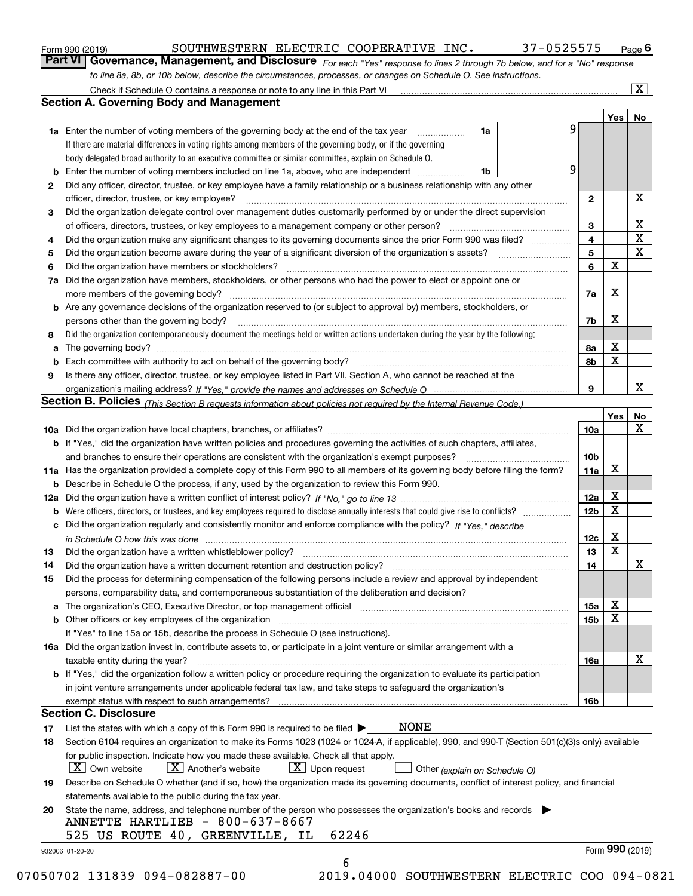Form 990 (2019) SOUTHWESTERN ELECTRIC COOPERATIVE INC. 37-0525575 Page 6

**Part VI Governance, Management, and Disclosure** *For each "Yes" response to lines 2 through 7b below, and for a "No" response to line 8a, 8b, or 10b below, describe the circumstances, processes, or changes on Schedule O. See instructions.*

Check if Schedule O contains a response or note to any line in this Part VI ..... [X]

## Section A. Governing Body and Management

| | | | | Yes | No |
|---|---|---|---|---|---|
| **1a** | Enter the number of voting members of the governing body at the end of the tax year. If there are material differences in voting rights among members of the governing body, or if the governing body delegated broad authority to an executive committee or similar committee, explain on Schedule O. | 1a | 9 | | |
| **b** | Enter the number of voting members included on line 1a, above, who are independent | 1b | 9 | | |
| **2** | Did any officer, director, trustee, or key employee have a family relationship or a business relationship with any other officer, director, trustee, or key employee? | 2 | | | X |
| **3** | Did the organization delegate control over management duties customarily performed by or under the direct supervision of officers, directors, trustees, or key employees to a management company or other person? | 3 | | | X |
| **4** | Did the organization make any significant changes to its governing documents since the prior Form 990 was filed? | 4 | | | X |
| **5** | Did the organization become aware during the year of a significant diversion of the organization's assets? | 5 | | | X |
| **6** | Did the organization have members or stockholders? | 6 | | X | |
| **7a** | Did the organization have members, stockholders, or other persons who had the power to elect or appoint one or more members of the governing body? | 7a | | X | |
| **b** | Are any governance decisions of the organization reserved to (or subject to approval by) members, stockholders, or persons other than the governing body? | 7b | | X | |
| **8** | Did the organization contemporaneously document the meetings held or written actions undertaken during the year by the following: | | | | |
| **a** | The governing body? | 8a | | X | |
| **b** | Each committee with authority to act on behalf of the governing body? | 8b | | X | |
| **9** | Is there any officer, director, trustee, or key employee listed in Part VII, Section A, who cannot be reached at the organization's mailing address? *If "Yes," provide the names and addresses on Schedule O* | 9 | | | X |

## Section B. Policies *(This Section B requests information about policies not required by the Internal Revenue Code.)*

| | | | Yes | No |
|---|---|---|---|---|
| **10a** | Did the organization have local chapters, branches, or affiliates? | 10a | | X |
| **b** | If "Yes," did the organization have written policies and procedures governing the activities of such chapters, affiliates, and branches to ensure their operations are consistent with the organization's exempt purposes? | 10b | | |
| **11a** | Has the organization provided a complete copy of this Form 990 to all members of its governing body before filing the form? | 11a | X | |
| **b** | Describe in Schedule O the process, if any, used by the organization to review this Form 990. | | | |
| **12a** | Did the organization have a written conflict of interest policy? *If "No," go to line 13* | 12a | X | |
| **b** | Were officers, directors, or trustees, and key employees required to disclose annually interests that could give rise to conflicts? | 12b | X | |
| **c** | Did the organization regularly and consistently monitor and enforce compliance with the policy? *If "Yes," describe in Schedule O how this was done* | 12c | X | |
| **13** | Did the organization have a written whistleblower policy? | 13 | X | |
| **14** | Did the organization have a written document retention and destruction policy? | 14 | | X |
| **15** | Did the process for determining compensation of the following persons include a review and approval by independent persons, comparability data, and contemporaneous substantiation of the deliberation and decision? | | | |
| **a** | The organization's CEO, Executive Director, or top management official | 15a | X | |
| **b** | Other officers or key employees of the organization. If "Yes" to line 15a or 15b, describe the process in Schedule O (see instructions). | 15b | X | |
| **16a** | Did the organization invest in, contribute assets to, or participate in a joint venture or similar arrangement with a taxable entity during the year? | 16a | | X |
| **b** | If "Yes," did the organization follow a written policy or procedure requiring the organization to evaluate its participation in joint venture arrangements under applicable federal tax law, and take steps to safeguard the organization's exempt status with respect to such arrangements? | 16b | | |

## Section C. Disclosure

**17** List the states with which a copy of this Form 990 is required to be filed ▶ NONE

**18** Section 6104 requires an organization to make its Forms 1023 (1024 or 1024-A, if applicable), 990, and 990-T (Section 501(c)(3)s only) available for public inspection. Indicate how you made these available. Check all that apply.

[X] Own website [X] Another's website [X] Upon request [ ] Other *(explain on Schedule O)*

**19** Describe on Schedule O whether (and if so, how) the organization made its governing documents, conflict of interest policy, and financial statements available to the public during the tax year.

**20** State the name, address, and telephone number of the person who possesses the organization's books and records ▶

ANNETTE HARTLIEB - 800-637-8667
525 US ROUTE 40, GREENVILLE, IL 62246

932006 01-20-20 Form **990** (2019)

07050702 131839 094-082887-00 2019.04000 SOUTHWESTERN ELECTRIC COO 094-0821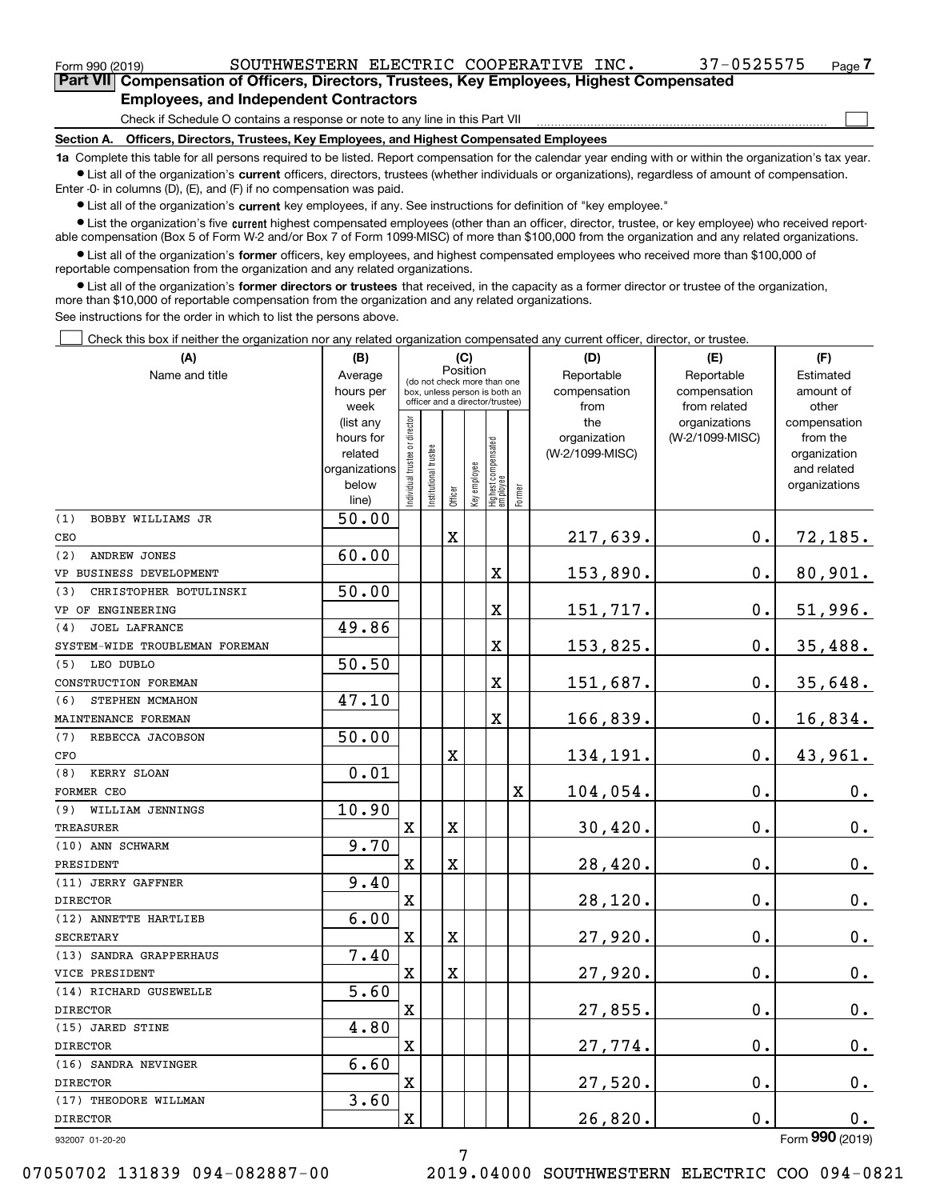Form 990 (2019) SOUTHWESTERN ELECTRIC COOPERATIVE INC. 37-0525575 Page 7

## Part VII Compensation of Officers, Directors, Trustees, Key Employees, Highest Compensated Employees, and Independent Contractors

Check if Schedule O contains a response or note to any line in this Part VII

### Section A. Officers, Directors, Trustees, Key Employees, and Highest Compensated Employees

**1a** Complete this table for all persons required to be listed. Report compensation for the calendar year ending with or within the organization's tax year.

- List all of the organization's **current** officers, directors, trustees (whether individuals or organizations), regardless of amount of compensation. Enter -0- in columns (D), (E), and (F) if no compensation was paid.
- List all of the organization's **current** key employees, if any. See instructions for definition of "key employee."
- List the organization's five **current** highest compensated employees (other than an officer, director, trustee, or key employee) who received reportable compensation (Box 5 of Form W-2 and/or Box 7 of Form 1099-MISC) of more than $100,000 from the organization and any related organizations.
- List all of the organization's **former** officers, key employees, and highest compensated employees who received more than $100,000 of reportable compensation from the organization and any related organizations.
- List all of the organization's **former directors or trustees** that received, in the capacity as a former director or trustee of the organization, more than $10,000 of reportable compensation from the organization and any related organizations.

See instructions for the order in which to list the persons above.

Check this box if neither the organization nor any related organization compensated any current officer, director, or trustee.

| (A) Name and title | (B) Average hours per week (list any hours for related organizations below line) | (C) Position: Individual trustee or director | Institutional trustee | Officer | Key employee | Highest compensated employee | Former | (D) Reportable compensation from the organization (W-2/1099-MISC) | (E) Reportable compensation from related organizations (W-2/1099-MISC) | (F) Estimated amount of other compensation from the organization and related organizations |
|---|---|---|---|---|---|---|---|---|---|---|
| (1) BOBBY WILLIAMS JR<br>CEO | 50.00 | | | X | | | | 217,639. | 0. | 72,185. |
| (2) ANDREW JONES<br>VP BUSINESS DEVELOPMENT | 60.00 | | | | | X | | 153,890. | 0. | 80,901. |
| (3) CHRISTOPHER BOTULINSKI<br>VP OF ENGINEERING | 50.00 | | | | | X | | 151,717. | 0. | 51,996. |
| (4) JOEL LAFRANCE<br>SYSTEM-WIDE TROUBLEMAN FOREMAN | 49.86 | | | | | X | | 153,825. | 0. | 35,488. |
| (5) LEO DUBLO<br>CONSTRUCTION FOREMAN | 50.50 | | | | | X | | 151,687. | 0. | 35,648. |
| (6) STEPHEN MCMAHON<br>MAINTENANCE FOREMAN | 47.10 | | | | | X | | 166,839. | 0. | 16,834. |
| (7) REBECCA JACOBSON<br>CFO | 50.00 | | | X | | | | 134,191. | 0. | 43,961. |
| (8) KERRY SLOAN<br>FORMER CEO | 0.01 | | | | | | X | 104,054. | 0. | 0. |
| (9) WILLIAM JENNINGS<br>TREASURER | 10.90 | X | | X | | | | 30,420. | 0. | 0. |
| (10) ANN SCHWARM<br>PRESIDENT | 9.70 | X | | X | | | | 28,420. | 0. | 0. |
| (11) JERRY GAFFNER<br>DIRECTOR | 9.40 | X | | | | | | 28,120. | 0. | 0. |
| (12) ANNETTE HARTLIEB<br>SECRETARY | 6.00 | X | | X | | | | 27,920. | 0. | 0. |
| (13) SANDRA GRAPPERHAUS<br>VICE PRESIDENT | 7.40 | X | | X | | | | 27,920. | 0. | 0. |
| (14) RICHARD GUSEWELLE<br>DIRECTOR | 5.60 | X | | | | | | 27,855. | 0. | 0. |
| (15) JARED STINE<br>DIRECTOR | 4.80 | X | | | | | | 27,774. | 0. | 0. |
| (16) SANDRA NEVINGER<br>DIRECTOR | 6.60 | X | | | | | | 27,520. | 0. | 0. |
| (17) THEODORE WILLMAN<br>DIRECTOR | 3.60 | X | | | | | | 26,820. | 0. | 0. |

932007 01-20-20 Form 990 (2019)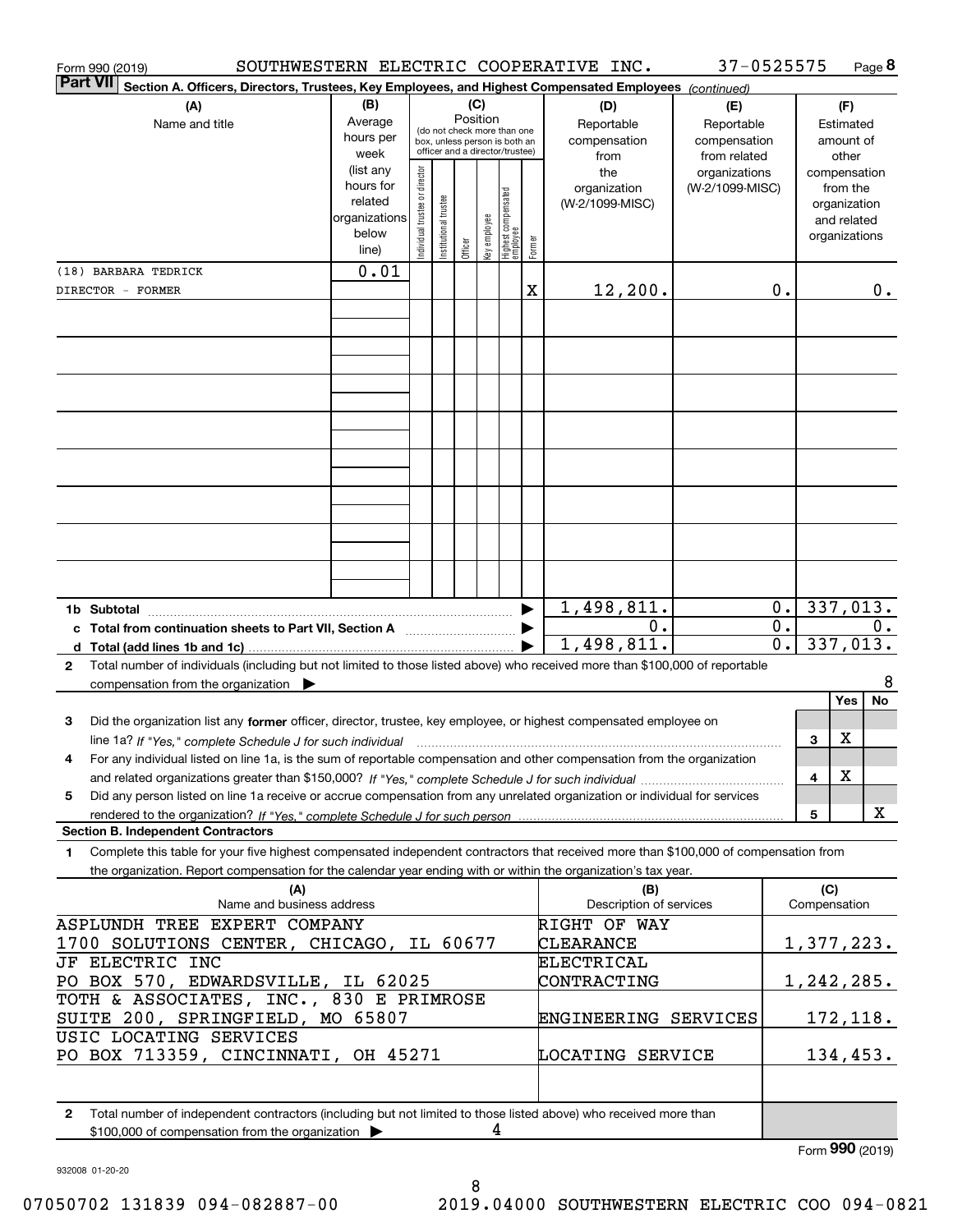Form 990 (2019) SOUTHWESTERN ELECTRIC COOPERATIVE INC. 37-0525575

**Part VII Section A. Officers, Directors, Trustees, Key Employees, and Highest Compensated Employees** *(continued)*

| (A) Name and title | (B) Average hours per week (list any hours for related organizations below line) | (C) Position: Individual trustee or director | Institutional trustee | Officer | Key employee | Highest compensated employee | Former | (D) Reportable compensation from the organization (W-2/1099-MISC) | (E) Reportable compensation from related organizations (W-2/1099-MISC) | (F) Estimated amount of other compensation from the organization and related organizations |
|---|---|---|---|---|---|---|---|---|---|---|
| (18) BARBARA TEDRICK DIRECTOR - FORMER | 0.01 | | | | | | X | 12,200. | 0. | 0. |

| | (D) | (E) | (F) |
|---|---|---|---|
| 1b Subtotal | 1,498,811. | 0. | 337,013. |
| c Total from continuation sheets to Part VII, Section A | 0. | 0. | 0. |
| d Total (add lines 1b and 1c) | 1,498,811. | 0. | 337,013. |

2 Total number of individuals (including but not limited to those listed above) who received more than $100,000 of reportable compensation from the organization ▶ 8

| | | Yes | No |
|---|---|---|---|
| 3 Did the organization list any **former** officer, director, trustee, key employee, or highest compensated employee on line 1a? *If "Yes," complete Schedule J for such individual* | 3 | X | |
| 4 For any individual listed on line 1a, is the sum of reportable compensation and other compensation from the organization and related organizations greater than $150,000? *If "Yes," complete Schedule J for such individual* | 4 | X | |
| 5 Did any person listed on line 1a receive or accrue compensation from any unrelated organization or individual for services rendered to the organization? *If "Yes," complete Schedule J for such person* | 5 | | X |

**Section B. Independent Contractors**

1 Complete this table for your five highest compensated independent contractors that received more than $100,000 of compensation from the organization. Report compensation for the calendar year ending with or within the organization's tax year.

| (A) Name and business address | (B) Description of services | (C) Compensation |
|---|---|---|
| ASPLUNDH TREE EXPERT COMPANY 1700 SOLUTIONS CENTER, CHICAGO, IL 60677 | RIGHT OF WAY CLEARANCE | 1,377,223. |
| JF ELECTRIC INC PO BOX 570, EDWARDSVILLE, IL 62025 | ELECTRICAL CONTRACTING | 1,242,285. |
| TOTH & ASSOCIATES, INC., 830 E PRIMROSE SUITE 200, SPRINGFIELD, MO 65807 | ENGINEERING SERVICES | 172,118. |
| USIC LOCATING SERVICES PO BOX 713359, CINCINNATI, OH 45271 | LOCATING SERVICE | 134,453. |

2 Total number of independent contractors (including but not limited to those listed above) who received more than $100,000 of compensation from the organization ▶ 4

Form **990** (2019)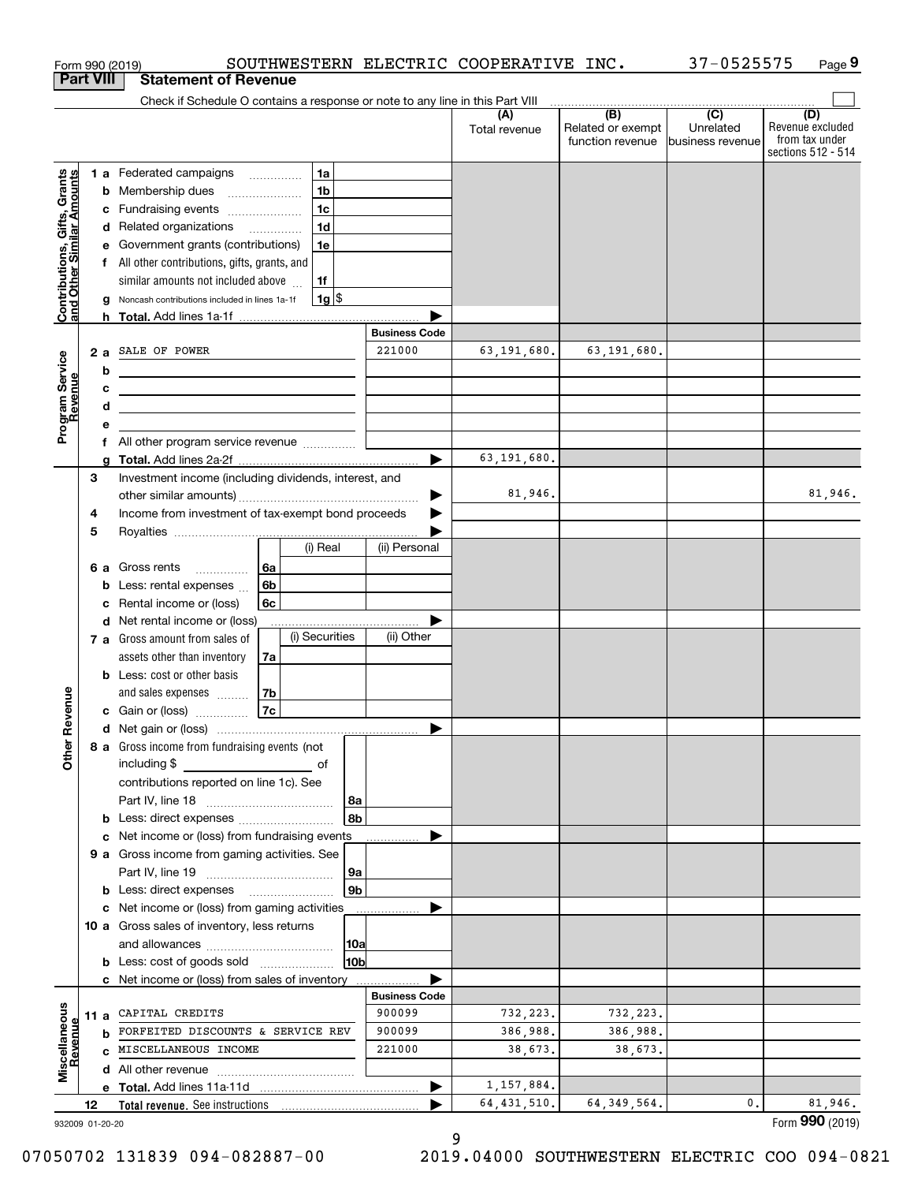Form 990 (2019) SOUTHWESTERN ELECTRIC COOPERATIVE INC. 37-0525575 Page 9

## Part VIII Statement of Revenue

Check if Schedule O contains a response or note to any line in this Part VIII

| | | | | (A) Total revenue | (B) Related or exempt function revenue | (C) Unrelated business revenue | (D) Revenue excluded from tax under sections 512 - 514 |
|---|---|---|---|---|---|---|---|
| Contributions, Gifts, Grants and Other Similar Amounts | 1 a | Federated campaigns | 1a | | | | |
| | b | Membership dues | 1b | | | | |
| | c | Fundraising events | 1c | | | | |
| | d | Related organizations | 1d | | | | |
| | e | Government grants (contributions) | 1e | | | | |
| | f | All other contributions, gifts, grants, and similar amounts not included above | 1f | | | | |
| | g | Noncash contributions included in lines 1a-1f | 1g $ | | | | |
| | h | Total. Add lines 1a-1f | | | | | |
| Program Service Revenue | | | Business Code | | | | |
| | 2 a | SALE OF POWER | 221000 | 63,191,680. | 63,191,680. | | |
| | b | | | | | | |
| | c | | | | | | |
| | d | | | | | | |
| | e | | | | | | |
| | f | All other program service revenue | | | | | |
| | g | Total. Add lines 2a-2f | | 63,191,680. | | | |
| Other Revenue | 3 | Investment income (including dividends, interest, and other similar amounts) | | 81,946. | | | 81,946. |
| | 4 | Income from investment of tax-exempt bond proceeds | | | | | |
| | 5 | Royalties | | | | | |
| | 6 a | Gross rents 6a — (i) Real / (ii) Personal | | | | | |
| | b | Less: rental expenses 6b | | | | | |
| | c | Rental income or (loss) 6c | | | | | |
| | d | Net rental income or (loss) | | | | | |
| | 7 a | Gross amount from sales of assets other than inventory 7a — (i) Securities / (ii) Other | | | | | |
| | b | Less: cost or other basis and sales expenses 7b | | | | | |
| | c | Gain or (loss) 7c | | | | | |
| | d | Net gain or (loss) | | | | | |
| | 8 a | Gross income from fundraising events (not including $ of contributions reported on line 1c). See Part IV, line 18 | 8a | | | | |
| | b | Less: direct expenses | 8b | | | | |
| | c | Net income or (loss) from fundraising events | | | | | |
| | 9 a | Gross income from gaming activities. See Part IV, line 19 | 9a | | | | |
| | b | Less: direct expenses | 9b | | | | |
| | c | Net income or (loss) from gaming activities | | | | | |
| | 10 a | Gross sales of inventory, less returns and allowances | 10a | | | | |
| | b | Less: cost of goods sold | 10b | | | | |
| | c | Net income or (loss) from sales of inventory | | | | | |
| Miscellaneous Revenue | | | Business Code | | | | |
| | 11 a | CAPITAL CREDITS | 900099 | 732,223. | 732,223. | | |
| | b | FORFEITED DISCOUNTS & SERVICE REV | 900099 | 386,988. | 386,988. | | |
| | c | MISCELLANEOUS INCOME | 221000 | 38,673. | 38,673. | | |
| | d | All other revenue | | | | | |
| | e | Total. Add lines 11a-11d | | 1,157,884. | | | |
| | 12 | Total revenue. See instructions | | 64,431,510. | 64,349,564. | 0. | 81,946. |

932009 01-20-20 Form 990 (2019)

07050702 131839 094-082887-00 2019.04000 SOUTHWESTERN ELECTRIC COO 094-0821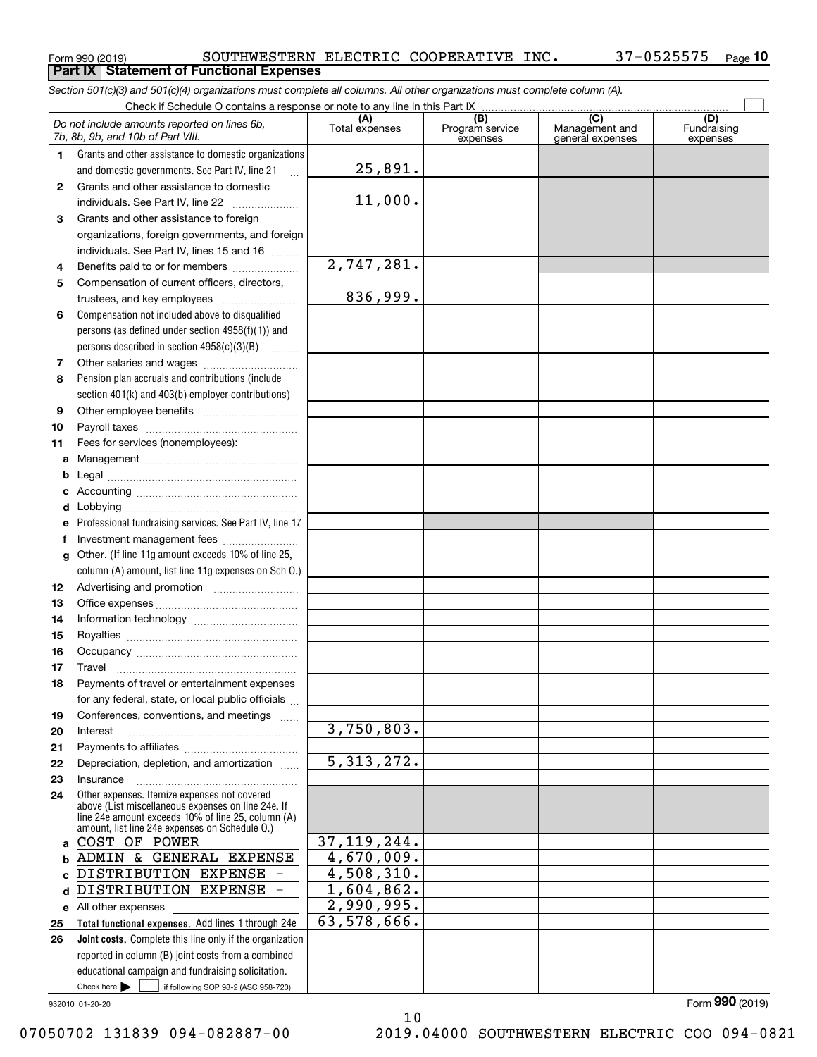Form 990 (2019) SOUTHWESTERN ELECTRIC COOPERATIVE INC. 37-0525575 Page **10**

## Part IX Statement of Functional Expenses

*Section 501(c)(3) and 501(c)(4) organizations must complete all columns. All other organizations must complete column (A).*

Check if Schedule O contains a response or note to any line in this Part IX ☐

| *Do not include amounts reported on lines 6b, 7b, 8b, 9b, and 10b of Part VIII.* | (A) Total expenses | (B) Program service expenses | (C) Management and general expenses | (D) Fundraising expenses |
|---|---|---|---|---|
| **1** Grants and other assistance to domestic organizations and domestic governments. See Part IV, line 21 | 25,891. | | | |
| **2** Grants and other assistance to domestic individuals. See Part IV, line 22 | 11,000. | | | |
| **3** Grants and other assistance to foreign organizations, foreign governments, and foreign individuals. See Part IV, lines 15 and 16 | | | | |
| **4** Benefits paid to or for members | 2,747,281. | | | |
| **5** Compensation of current officers, directors, trustees, and key employees | 836,999. | | | |
| **6** Compensation not included above to disqualified persons (as defined under section 4958(f)(1)) and persons described in section 4958(c)(3)(B) | | | | |
| **7** Other salaries and wages | | | | |
| **8** Pension plan accruals and contributions (include section 401(k) and 403(b) employer contributions) | | | | |
| **9** Other employee benefits | | | | |
| **10** Payroll taxes | | | | |
| **11** Fees for services (nonemployees): | | | | |
| **a** Management | | | | |
| **b** Legal | | | | |
| **c** Accounting | | | | |
| **d** Lobbying | | | | |
| **e** Professional fundraising services. See Part IV, line 17 | | | | |
| **f** Investment management fees | | | | |
| **g** Other. (If line 11g amount exceeds 10% of line 25, column (A) amount, list line 11g expenses on Sch O.) | | | | |
| **12** Advertising and promotion | | | | |
| **13** Office expenses | | | | |
| **14** Information technology | | | | |
| **15** Royalties | | | | |
| **16** Occupancy | | | | |
| **17** Travel | | | | |
| **18** Payments of travel or entertainment expenses for any federal, state, or local public officials | | | | |
| **19** Conferences, conventions, and meetings | | | | |
| **20** Interest | 3,750,803. | | | |
| **21** Payments to affiliates | | | | |
| **22** Depreciation, depletion, and amortization | 5,313,272. | | | |
| **23** Insurance | | | | |
| **24** Other expenses. Itemize expenses not covered above (List miscellaneous expenses on line 24e. If line 24e amount exceeds 10% of line 25, column (A) amount, list line 24e expenses on Schedule O.) | | | | |
| **a** COST OF POWER | 37,119,244. | | | |
| **b** ADMIN & GENERAL EXPENSE | 4,670,009. | | | |
| **c** DISTRIBUTION EXPENSE - | 4,508,310. | | | |
| **d** DISTRIBUTION EXPENSE - | 1,604,862. | | | |
| **e** All other expenses | 2,990,995. | | | |
| **25 Total functional expenses.** Add lines 1 through 24e | 63,578,666. | | | |
| **26 Joint costs.** Complete this line only if the organization reported in column (B) joint costs from a combined educational campaign and fundraising solicitation. Check here ☐ if following SOP 98-2 (ASC 958-720) | | | | |

932010 01-20-20 Form **990** (2019)

07050702 131839 094-082887-00 2019.04000 SOUTHWESTERN ELECTRIC COO 094-0821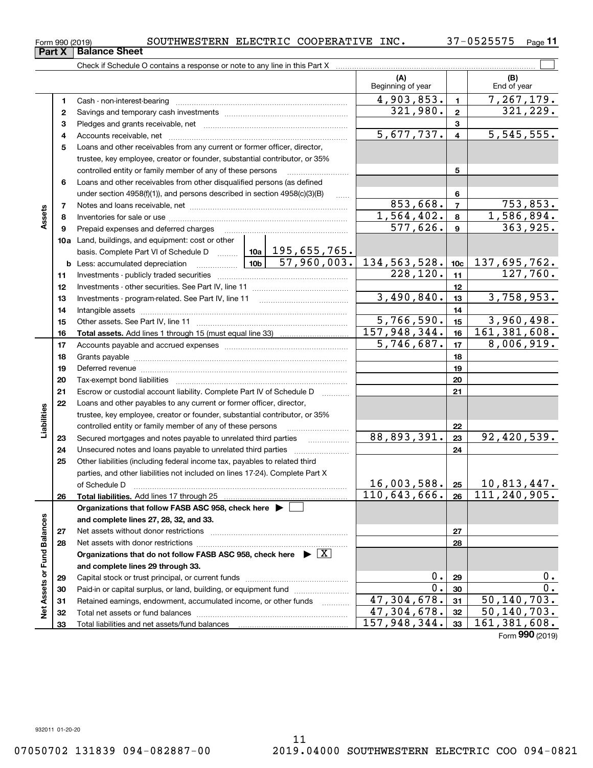Form 990 (2019) SOUTHWESTERN ELECTRIC COOPERATIVE INC. 37-0525575

## Part X Balance Sheet

Check if Schedule O contains a response or note to any line in this Part X

| | | | (A) Beginning of year | | (B) End of year |
|---|---|---|---|---|---|
| Assets | 1 | Cash - non-interest-bearing | 4,903,853. | 1 | 7,267,179. |
| | 2 | Savings and temporary cash investments | 321,980. | 2 | 321,229. |
| | 3 | Pledges and grants receivable, net | | 3 | |
| | 4 | Accounts receivable, net | 5,677,737. | 4 | 5,545,555. |
| | 5 | Loans and other receivables from any current or former officer, director, trustee, key employee, creator or founder, substantial contributor, or 35% controlled entity or family member of any of these persons | | 5 | |
| | 6 | Loans and other receivables from other disqualified persons (as defined under section 4958(f)(1)), and persons described in section 4958(c)(3)(B) | | 6 | |
| | 7 | Notes and loans receivable, net | 853,668. | 7 | 753,853. |
| | 8 | Inventories for sale or use | 1,564,402. | 8 | 1,586,894. |
| | 9 | Prepaid expenses and deferred charges | 577,626. | 9 | 363,925. |
| | 10a | Land, buildings, and equipment: cost or other basis. Complete Part VI of Schedule D — 10a: 195,655,765. | | | |
| | b | Less: accumulated depreciation — 10b: 57,960,003. | 134,563,528. | 10c | 137,695,762. |
| | 11 | Investments - publicly traded securities | 228,120. | 11 | 127,760. |
| | 12 | Investments - other securities. See Part IV, line 11 | | 12 | |
| | 13 | Investments - program-related. See Part IV, line 11 | 3,490,840. | 13 | 3,758,953. |
| | 14 | Intangible assets | | 14 | |
| | 15 | Other assets. See Part IV, line 11 | 5,766,590. | 15 | 3,960,498. |
| | 16 | **Total assets.** Add lines 1 through 15 (must equal line 33) | 157,948,344. | 16 | 161,381,608. |
| Liabilities | 17 | Accounts payable and accrued expenses | 5,746,687. | 17 | 8,006,919. |
| | 18 | Grants payable | | 18 | |
| | 19 | Deferred revenue | | 19 | |
| | 20 | Tax-exempt bond liabilities | | 20 | |
| | 21 | Escrow or custodial account liability. Complete Part IV of Schedule D | | 21 | |
| | 22 | Loans and other payables to any current or former officer, director, trustee, key employee, creator or founder, substantial contributor, or 35% controlled entity or family member of any of these persons | | 22 | |
| | 23 | Secured mortgages and notes payable to unrelated third parties | 88,893,391. | 23 | 92,420,539. |
| | 24 | Unsecured notes and loans payable to unrelated third parties | | 24 | |
| | 25 | Other liabilities (including federal income tax, payables to related third parties, and other liabilities not included on lines 17-24). Complete Part X of Schedule D | 16,003,588. | 25 | 10,813,447. |
| | 26 | **Total liabilities.** Add lines 17 through 25 | 110,643,666. | 26 | 111,240,905. |
| Net Assets or Fund Balances | | **Organizations that follow FASB ASC 958, check here** ☐ **and complete lines 27, 28, 32, and 33.** | | | |
| | 27 | Net assets without donor restrictions | | 27 | |
| | 28 | Net assets with donor restrictions | | 28 | |
| | | **Organizations that do not follow FASB ASC 958, check here** ☒ **and complete lines 29 through 33.** | | | |
| | 29 | Capital stock or trust principal, or current funds | 0. | 29 | 0. |
| | 30 | Paid-in or capital surplus, or land, building, or equipment fund | 0. | 30 | 0. |
| | 31 | Retained earnings, endowment, accumulated income, or other funds | 47,304,678. | 31 | 50,140,703. |
| | 32 | Total net assets or fund balances | 47,304,678. | 32 | 50,140,703. |
| | 33 | Total liabilities and net assets/fund balances | 157,948,344. | 33 | 161,381,608. |

Form **990** (2019)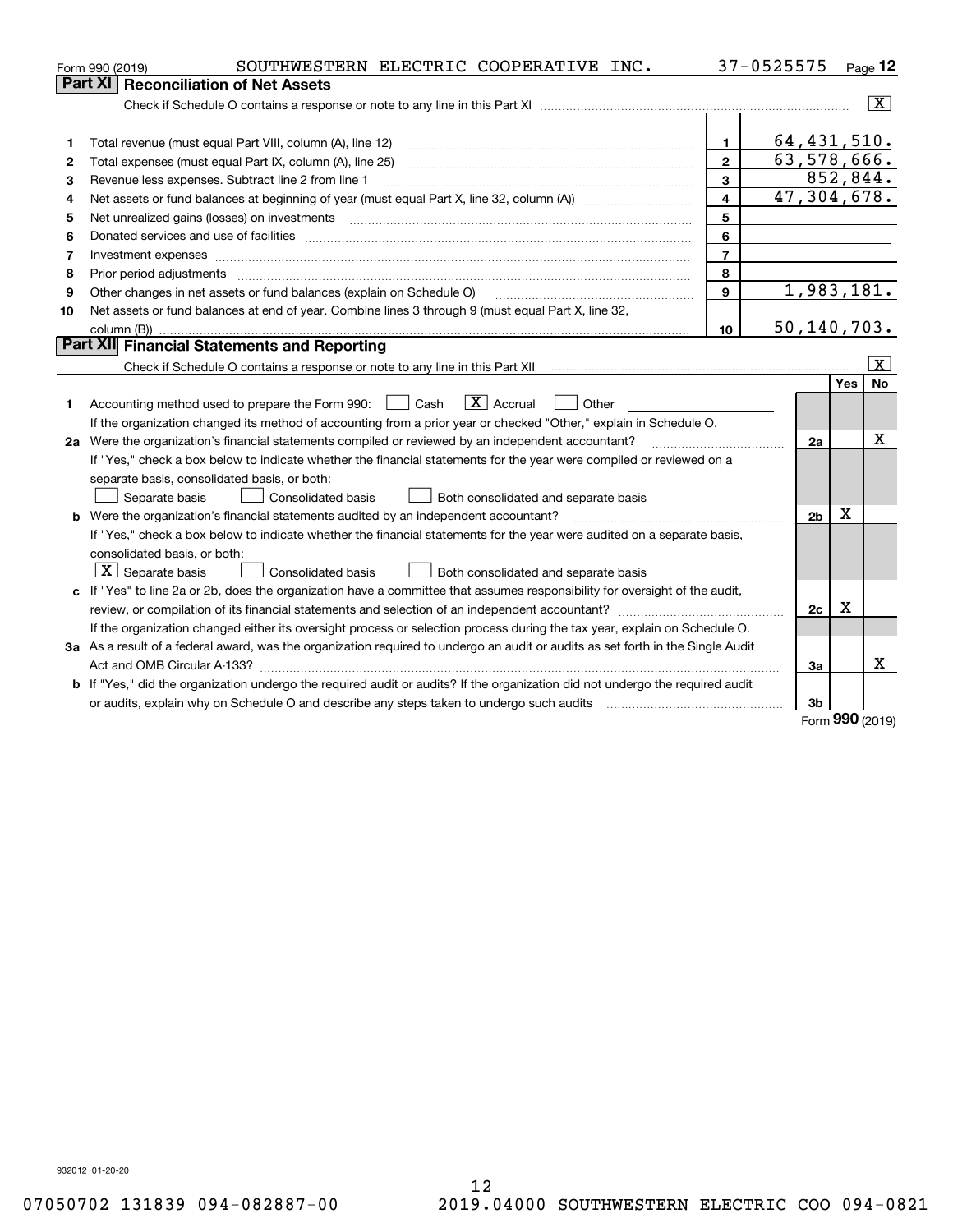Form 990 (2019) SOUTHWESTERN ELECTRIC COOPERATIVE INC. 37-0525575 Page 12

## Part XI Reconciliation of Net Assets

Check if Schedule O contains a response or note to any line in this Part XI ..... [X]

| | | | |
|---|---|---|---|
| 1 | Total revenue (must equal Part VIII, column (A), line 12) | 1 | 64,431,510. |
| 2 | Total expenses (must equal Part IX, column (A), line 25) | 2 | 63,578,666. |
| 3 | Revenue less expenses. Subtract line 2 from line 1 | 3 | 852,844. |
| 4 | Net assets or fund balances at beginning of year (must equal Part X, line 32, column (A)) | 4 | 47,304,678. |
| 5 | Net unrealized gains (losses) on investments | 5 | |
| 6 | Donated services and use of facilities | 6 | |
| 7 | Investment expenses | 7 | |
| 8 | Prior period adjustments | 8 | |
| 9 | Other changes in net assets or fund balances (explain on Schedule O) | 9 | 1,983,181. |
| 10 | Net assets or fund balances at end of year. Combine lines 3 through 9 (must equal Part X, line 32, column (B)) | 10 | 50,140,703. |

## Part XII Financial Statements and Reporting

Check if Schedule O contains a response or note to any line in this Part XII ..... [X]

| | | | Yes | No |
|---|---|---|---|---|
| 1 | Accounting method used to prepare the Form 990: [ ] Cash [X] Accrual [ ] Other<br>If the organization changed its method of accounting from a prior year or checked "Other," explain in Schedule O. | | | |
| 2a | Were the organization's financial statements compiled or reviewed by an independent accountant?<br>If "Yes," check a box below to indicate whether the financial statements for the year were compiled or reviewed on a separate basis, consolidated basis, or both:<br>[ ] Separate basis [ ] Consolidated basis [ ] Both consolidated and separate basis | 2a | | X |
| b | Were the organization's financial statements audited by an independent accountant?<br>If "Yes," check a box below to indicate whether the financial statements for the year were audited on a separate basis, consolidated basis, or both:<br>[X] Separate basis [ ] Consolidated basis [ ] Both consolidated and separate basis | 2b | X | |
| c | If "Yes" to line 2a or 2b, does the organization have a committee that assumes responsibility for oversight of the audit, review, or compilation of its financial statements and selection of an independent accountant?<br>If the organization changed either its oversight process or selection process during the tax year, explain on Schedule O. | 2c | X | |
| 3a | As a result of a federal award, was the organization required to undergo an audit or audits as set forth in the Single Audit Act and OMB Circular A-133? | 3a | | X |
| b | If "Yes," did the organization undergo the required audit or audits? If the organization did not undergo the required audit or audits, explain why on Schedule O and describe any steps taken to undergo such audits | 3b | | |

Form 990 (2019)

932012 01-20-20

07050702 131839 094-082887-00 2019.04000 SOUTHWESTERN ELECTRIC COO 094-0821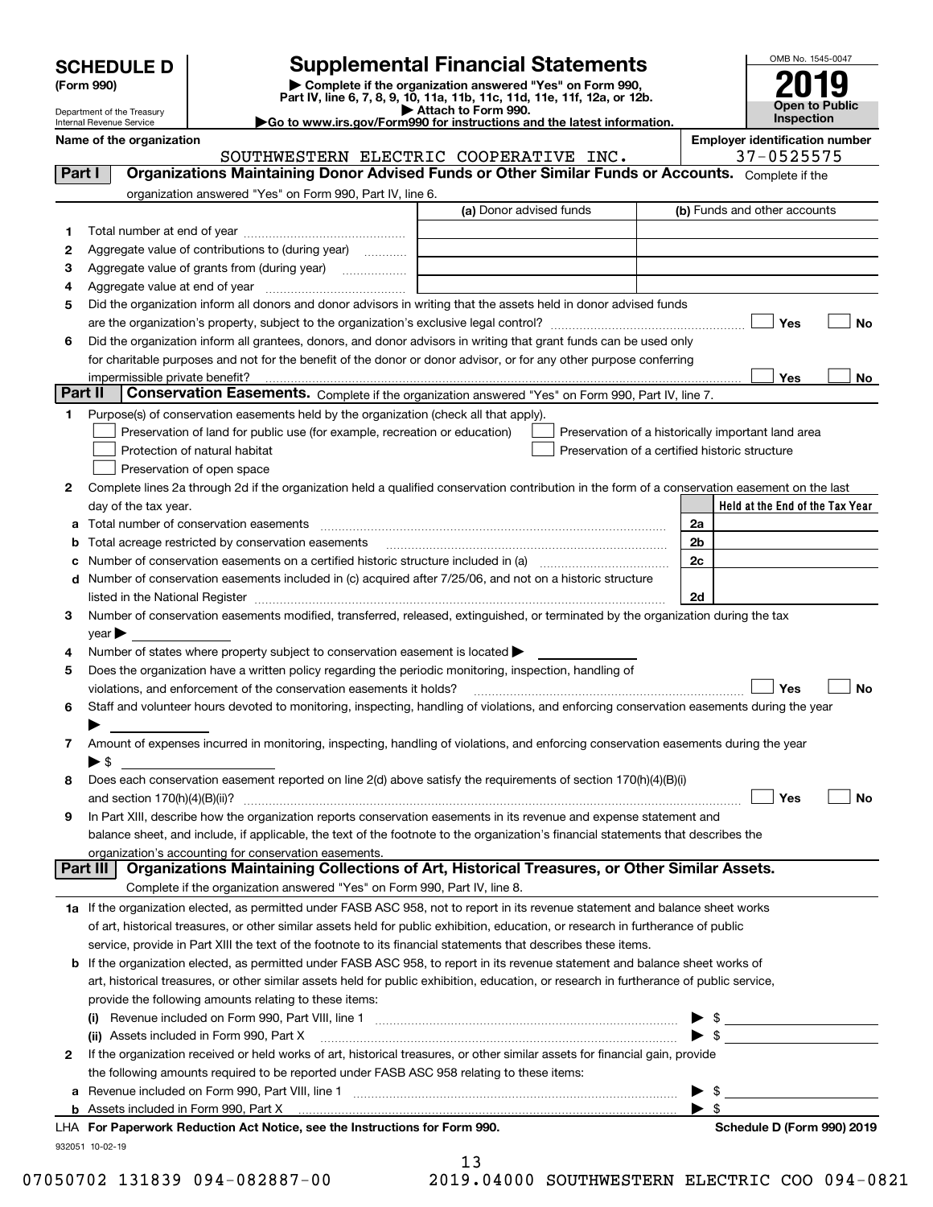# SCHEDULE D (Form 990)

Department of the Treasury
Internal Revenue Service

## Supplemental Financial Statements

▶ Complete if the organization answered "Yes" on Form 990, Part IV, line 6, 7, 8, 9, 10, 11a, 11b, 11c, 11d, 11e, 11f, 12a, or 12b.
▶ Attach to Form 990.
▶Go to www.irs.gov/Form990 for instructions and the latest information.

OMB No. 1545-0047

**2019**

**Open to Public Inspection**

**Name of the organization**: SOUTHWESTERN ELECTRIC COOPERATIVE INC.

**Employer identification number**: 37-0525575

### Part I — Organizations Maintaining Donor Advised Funds or Other Similar Funds or Accounts.
Complete if the organization answered "Yes" on Form 990, Part IV, line 6.

| | | (a) Donor advised funds | (b) Funds and other accounts |
|---|---|---|---|
| 1 | Total number at end of year | | |
| 2 | Aggregate value of contributions to (during year) | | |
| 3 | Aggregate value of grants from (during year) | | |
| 4 | Aggregate value at end of year | | |

5 Did the organization inform all donors and donor advisors in writing that the assets held in donor advised funds are the organization's property, subject to the organization's exclusive legal control? ☐ Yes ☐ No

6 Did the organization inform all grantees, donors, and donor advisors in writing that grant funds can be used only for charitable purposes and not for the benefit of the donor or donor advisor, or for any other purpose conferring impermissible private benefit? ☐ Yes ☐ No

### Part II — Conservation Easements.
Complete if the organization answered "Yes" on Form 990, Part IV, line 7.

1 Purpose(s) of conservation easements held by the organization (check all that apply).

- ☐ Preservation of land for public use (for example, recreation or education)
- ☐ Protection of natural habitat
- ☐ Preservation of open space
- ☐ Preservation of a historically important land area
- ☐ Preservation of a certified historic structure

2 Complete lines 2a through 2d if the organization held a qualified conservation contribution in the form of a conservation easement on the last day of the tax year.

| | | | Held at the End of the Tax Year |
|---|---|---|---|
| a | Total number of conservation easements | 2a | |
| b | Total acreage restricted by conservation easements | 2b | |
| c | Number of conservation easements on a certified historic structure included in (a) | 2c | |
| d | Number of conservation easements included in (c) acquired after 7/25/06, and not on a historic structure listed in the National Register | 2d | |

3 Number of conservation easements modified, transferred, released, extinguished, or terminated by the organization during the tax year ▶

4 Number of states where property subject to conservation easement is located ▶

5 Does the organization have a written policy regarding the periodic monitoring, inspection, handling of violations, and enforcement of the conservation easements it holds? ☐ Yes ☐ No

6 Staff and volunteer hours devoted to monitoring, inspecting, handling of violations, and enforcing conservation easements during the year ▶

7 Amount of expenses incurred in monitoring, inspecting, handling of violations, and enforcing conservation easements during the year ▶ $

8 Does each conservation easement reported on line 2(d) above satisfy the requirements of section 170(h)(4)(B)(i) and section 170(h)(4)(B)(ii)? ☐ Yes ☐ No

9 In Part XIII, describe how the organization reports conservation easements in its revenue and expense statement and balance sheet, and include, if applicable, the text of the footnote to the organization's financial statements that describes the organization's accounting for conservation easements.

### Part III — Organizations Maintaining Collections of Art, Historical Treasures, or Other Similar Assets.
Complete if the organization answered "Yes" on Form 990, Part IV, line 8.

1a If the organization elected, as permitted under FASB ASC 958, not to report in its revenue statement and balance sheet works of art, historical treasures, or other similar assets held for public exhibition, education, or research in furtherance of public service, provide in Part XIII the text of the footnote to its financial statements that describes these items.

b If the organization elected, as permitted under FASB ASC 958, to report in its revenue statement and balance sheet works of art, historical treasures, or other similar assets held for public exhibition, education, or research in furtherance of public service, provide the following amounts relating to these items:

(i) Revenue included on Form 990, Part VIII, line 1 ▶ $

(ii) Assets included in Form 990, Part X ▶ $

2 If the organization received or held works of art, historical treasures, or other similar assets for financial gain, provide the following amounts required to be reported under FASB ASC 958 relating to these items:

a Revenue included on Form 990, Part VIII, line 1 ▶ $

b Assets included in Form 990, Part X ▶ $

LHA **For Paperwork Reduction Act Notice, see the Instructions for Form 990.** **Schedule D (Form 990) 2019**

932051 10-02-19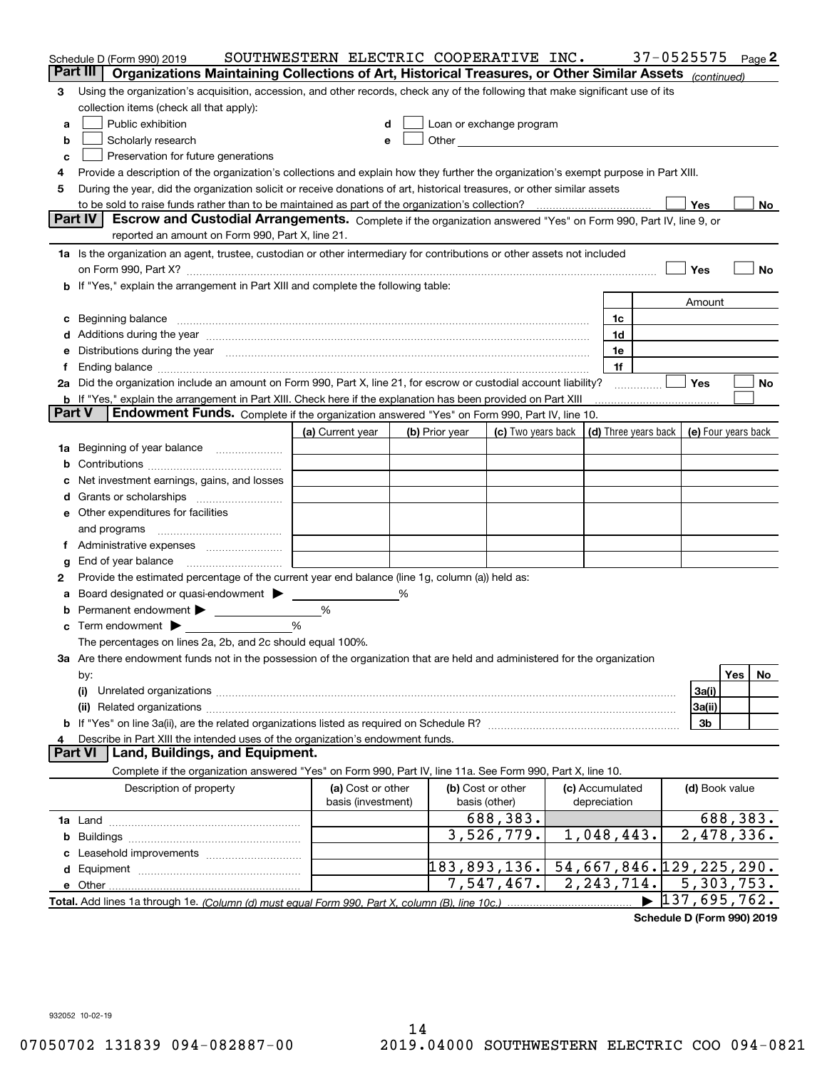Schedule D (Form 990) 2019 SOUTHWESTERN ELECTRIC COOPERATIVE INC. 37-0525575 Page 2

## Part III Organizations Maintaining Collections of Art, Historical Treasures, or Other Similar Assets *(continued)*

**3** Using the organization's acquisition, accession, and other records, check any of the following that make significant use of its collection items (check all that apply):

- **a** ☐ Public exhibition
- **b** ☐ Scholarly research
- **c** ☐ Preservation for future generations
- **d** ☐ Loan or exchange program
- **e** ☐ Other

**4** Provide a description of the organization's collections and explain how they further the organization's exempt purpose in Part XIII.

**5** During the year, did the organization solicit or receive donations of art, historical treasures, or other similar assets to be sold to raise funds rather than to be maintained as part of the organization's collection? ☐ Yes ☐ No

## Part IV Escrow and Custodial Arrangements.

Complete if the organization answered "Yes" on Form 990, Part IV, line 9, or reported an amount on Form 990, Part X, line 21.

**1a** Is the organization an agent, trustee, custodian or other intermediary for contributions or other assets not included on Form 990, Part X? ☐ Yes ☐ No

**b** If "Yes," explain the arrangement in Part XIII and complete the following table:

| | | Amount |
|---|---|---|
| **c** Beginning balance | 1c | |
| **d** Additions during the year | 1d | |
| **e** Distributions during the year | 1e | |
| **f** Ending balance | 1f | |

**2a** Did the organization include an amount on Form 990, Part X, line 21, for escrow or custodial account liability? ☐ Yes ☐ No

**b** If "Yes," explain the arrangement in Part XIII. Check here if the explanation has been provided on Part XIII ☐

## Part V Endowment Funds.

Complete if the organization answered "Yes" on Form 990, Part IV, line 10.

| | (a) Current year | (b) Prior year | (c) Two years back | (d) Three years back | (e) Four years back |
|---|---|---|---|---|---|
| **1a** Beginning of year balance | | | | | |
| **b** Contributions | | | | | |
| **c** Net investment earnings, gains, and losses | | | | | |
| **d** Grants or scholarships | | | | | |
| **e** Other expenditures for facilities and programs | | | | | |
| **f** Administrative expenses | | | | | |
| **g** End of year balance | | | | | |

**2** Provide the estimated percentage of the current year end balance (line 1g, column (a)) held as:

- **a** Board designated or quasi-endowment ▶ ______ %
- **b** Permanent endowment ▶ ______ %
- **c** Term endowment ▶ ______ %

The percentages on lines 2a, 2b, and 2c should equal 100%.

**3a** Are there endowment funds not in the possession of the organization that are held and administered for the organization by:

| | | Yes | No |
|---|---|---|---|
| **(i)** Unrelated organizations | 3a(i) | | |
| **(ii)** Related organizations | 3a(ii) | | |
| **b** If "Yes" on line 3a(ii), are the related organizations listed as required on Schedule R? | 3b | | |

**4** Describe in Part XIII the intended uses of the organization's endowment funds.

## Part VI Land, Buildings, and Equipment.

Complete if the organization answered "Yes" on Form 990, Part IV, line 11a. See Form 990, Part X, line 10.

| Description of property | (a) Cost or other basis (investment) | (b) Cost or other basis (other) | (c) Accumulated depreciation | (d) Book value |
|---|---|---|---|---|
| **1a** Land | | 688,383. | | 688,383. |
| **b** Buildings | | 3,526,779. | 1,048,443. | 2,478,336. |
| **c** Leasehold improvements | | | | |
| **d** Equipment | | 183,893,136. | 54,667,846. | 129,225,290. |
| **e** Other | | 7,547,467. | 2,243,714. | 5,303,753. |
| **Total.** Add lines 1a through 1e. *(Column (d) must equal Form 990, Part X, column (B), line 10c.)* | | | ▶ | 137,695,762. |

Schedule D (Form 990) 2019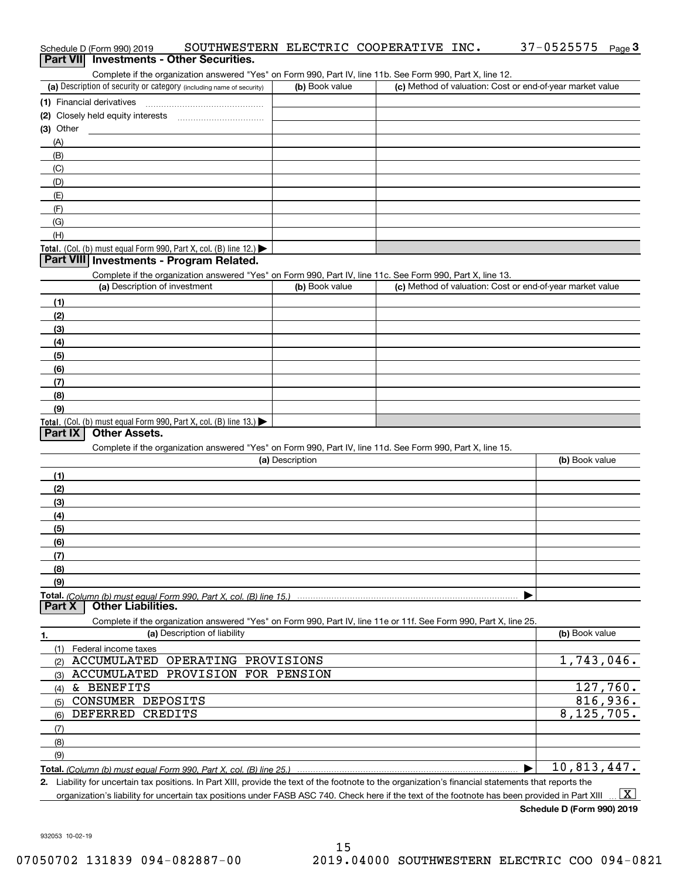Schedule D (Form 990) 2019 SOUTHWESTERN ELECTRIC COOPERATIVE INC. 37-0525575 Page 3

## Part VII Investments - Other Securities.

Complete if the organization answered "Yes" on Form 990, Part IV, line 11b. See Form 990, Part X, line 12.

| (a) Description of security or category (including name of security) | (b) Book value | (c) Method of valuation: Cost or end-of-year market value |
|---|---|---|
| (1) Financial derivatives | | |
| (2) Closely held equity interests | | |
| (3) Other | | |
| (A) | | |
| (B) | | |
| (C) | | |
| (D) | | |
| (E) | | |
| (F) | | |
| (G) | | |
| (H) | | |
| **Total.** (Col. (b) must equal Form 990, Part X, col. (B) line 12.) ▶ | | |

## Part VIII Investments - Program Related.

Complete if the organization answered "Yes" on Form 990, Part IV, line 11c. See Form 990, Part X, line 13.

| (a) Description of investment | (b) Book value | (c) Method of valuation: Cost or end-of-year market value |
|---|---|---|
| (1) | | |
| (2) | | |
| (3) | | |
| (4) | | |
| (5) | | |
| (6) | | |
| (7) | | |
| (8) | | |
| (9) | | |
| **Total.** (Col. (b) must equal Form 990, Part X, col. (B) line 13.) ▶ | | |

## Part IX Other Assets.

Complete if the organization answered "Yes" on Form 990, Part IV, line 11d. See Form 990, Part X, line 15.

| (a) Description | (b) Book value |
|---|---|
| (1) | |
| (2) | |
| (3) | |
| (4) | |
| (5) | |
| (6) | |
| (7) | |
| (8) | |
| (9) | |
| **Total.** *(Column (b) must equal Form 990, Part X, col. (B) line 15.)* ▶ | |

## Part X Other Liabilities.

Complete if the organization answered "Yes" on Form 990, Part IV, line 11e or 11f. See Form 990, Part X, line 25.

| 1. (a) Description of liability | (b) Book value |
|---|---|
| (1) Federal income taxes | |
| (2) ACCUMULATED OPERATING PROVISIONS | 1,743,046. |
| (3) ACCUMULATED PROVISION FOR PENSION | |
| (4) & BENEFITS | 127,760. |
| (5) CONSUMER DEPOSITS | 816,936. |
| (6) DEFERRED CREDITS | 8,125,705. |
| (7) | |
| (8) | |
| (9) | |
| **Total.** *(Column (b) must equal Form 990, Part X, col. (B) line 25.)* ▶ | 10,813,447. |

2. Liability for uncertain tax positions. In Part XIII, provide the text of the footnote to the organization's financial statements that reports the organization's liability for uncertain tax positions under FASB ASC 740. Check here if the text of the footnote has been provided in Part XIII ... [X]

**Schedule D (Form 990) 2019**

932053 10-02-19

07050702 131839 094-082887-00 2019.04000 SOUTHWESTERN ELECTRIC COO 094-0821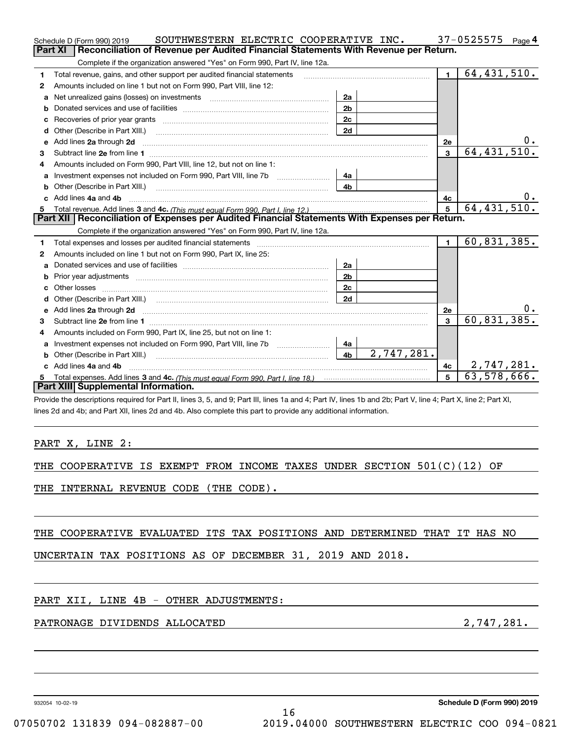Schedule D (Form 990) 2019 SOUTHWESTERN ELECTRIC COOPERATIVE INC. 37-0525575 Page 4

## Part XI Reconciliation of Revenue per Audited Financial Statements With Revenue per Return.

Complete if the organization answered "Yes" on Form 990, Part IV, line 12a.

| | | | | | |
|---|---|---|---|---|---|
| 1 | Total revenue, gains, and other support per audited financial statements | | | 1 | 64,431,510. |
| 2 | Amounts included on line 1 but not on Form 990, Part VIII, line 12: | | | | |
| a | Net unrealized gains (losses) on investments | 2a | | | |
| b | Donated services and use of facilities | 2b | | | |
| c | Recoveries of prior year grants | 2c | | | |
| d | Other (Describe in Part XIII.) | 2d | | | |
| e | Add lines 2a through 2d | | | 2e | 0. |
| 3 | Subtract line 2e from line 1 | | | 3 | 64,431,510. |
| 4 | Amounts included on Form 990, Part VIII, line 12, but not on line 1: | | | | |
| a | Investment expenses not included on Form 990, Part VIII, line 7b | 4a | | | |
| b | Other (Describe in Part XIII.) | 4b | | | |
| c | Add lines 4a and 4b | | | 4c | 0. |
| 5 | Total revenue. Add lines 3 and 4c. *(This must equal Form 990, Part I, line 12.)* | | | 5 | 64,431,510. |

## Part XII Reconciliation of Expenses per Audited Financial Statements With Expenses per Return.

Complete if the organization answered "Yes" on Form 990, Part IV, line 12a.

| | | | | | |
|---|---|---|---|---|---|
| 1 | Total expenses and losses per audited financial statements | | | 1 | 60,831,385. |
| 2 | Amounts included on line 1 but not on Form 990, Part IX, line 25: | | | | |
| a | Donated services and use of facilities | 2a | | | |
| b | Prior year adjustments | 2b | | | |
| c | Other losses | 2c | | | |
| d | Other (Describe in Part XIII.) | 2d | | | |
| e | Add lines 2a through 2d | | | 2e | 0. |
| 3 | Subtract line 2e from line 1 | | | 3 | 60,831,385. |
| 4 | Amounts included on Form 990, Part IX, line 25, but not on line 1: | | | | |
| a | Investment expenses not included on Form 990, Part VIII, line 7b | 4a | | | |
| b | Other (Describe in Part XIII.) | 4b | 2,747,281. | | |
| c | Add lines 4a and 4b | | | 4c | 2,747,281. |
| 5 | Total expenses. Add lines 3 and 4c. *(This must equal Form 990, Part I, line 18.)* | | | 5 | 63,578,666. |

## Part XIII Supplemental Information.

Provide the descriptions required for Part II, lines 3, 5, and 9; Part III, lines 1a and 4; Part IV, lines 1b and 2b; Part V, line 4; Part X, line 2; Part XI, lines 2d and 4b; and Part XII, lines 2d and 4b. Also complete this part to provide any additional information.

PART X, LINE 2:

THE COOPERATIVE IS EXEMPT FROM INCOME TAXES UNDER SECTION 501(C)(12) OF THE INTERNAL REVENUE CODE (THE CODE).

THE COOPERATIVE EVALUATED ITS TAX POSITIONS AND DETERMINED THAT IT HAS NO UNCERTAIN TAX POSITIONS AS OF DECEMBER 31, 2019 AND 2018.

PART XII, LINE 4B - OTHER ADJUSTMENTS:

PATRONAGE DIVIDENDS ALLOCATED 2,747,281.

932054 10-02-19 Schedule D (Form 990) 2019

07050702 131839 094-082887-00 2019.04000 SOUTHWESTERN ELECTRIC COO 094-0821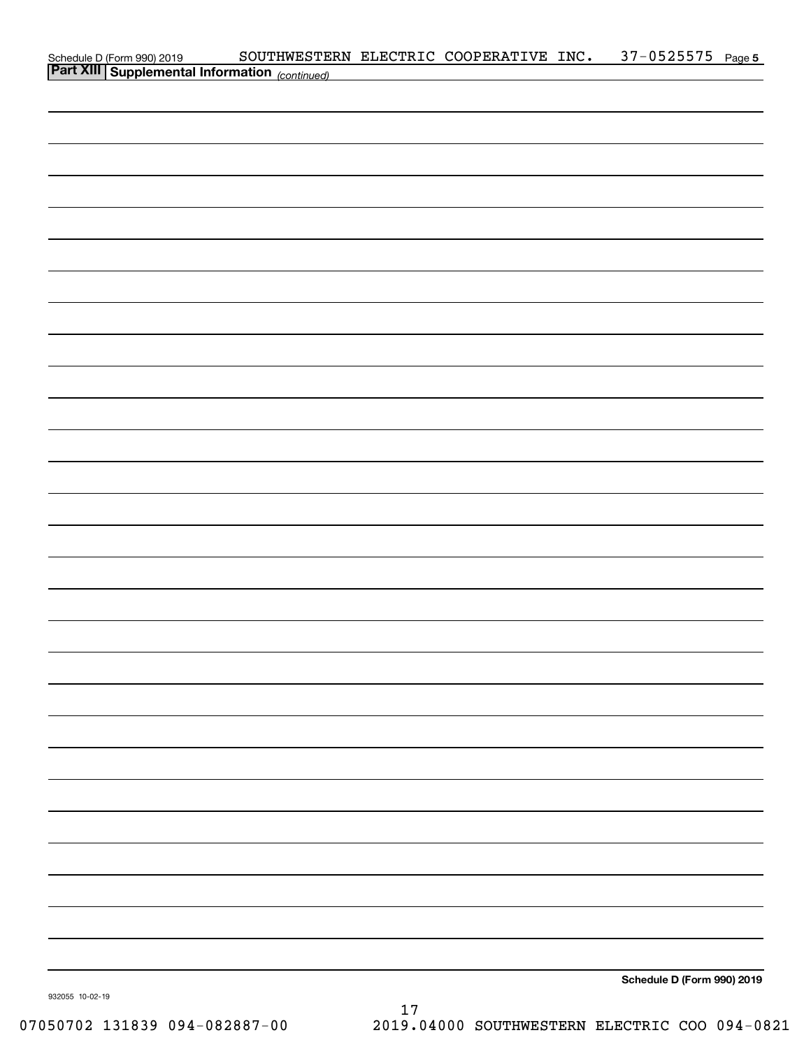Schedule D (Form 990) 2019 SOUTHWESTERN ELECTRIC COOPERATIVE INC. 37-0525575 Page 5

## Part XIII Supplemental Information *(continued)*

Schedule D (Form 990) 2019

932055 10-02-19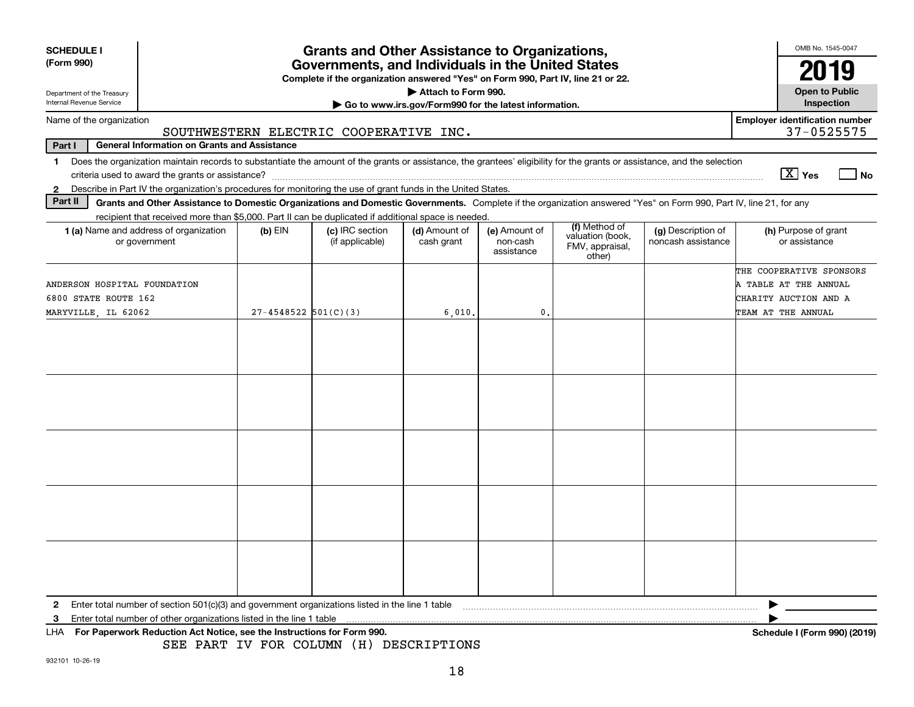**SCHEDULE I (Form 990)**

Department of the Treasury
Internal Revenue Service

# Grants and Other Assistance to Organizations, Governments, and Individuals in the United States

**Complete if the organization answered "Yes" on Form 990, Part IV, line 21 or 22.**

▶ **Attach to Form 990.**

▶ **Go to www.irs.gov/Form990 for the latest information.**

OMB No. 1545-0047

**2019**

**Open to Public Inspection**

Name of the organization: SOUTHWESTERN ELECTRIC COOPERATIVE INC.

**Employer identification number** 37-0525575

**Part I General Information on Grants and Assistance**

1 Does the organization maintain records to substantiate the amount of the grants or assistance, the grantees' eligibility for the grants or assistance, and the selection criteria used to award the grants or assistance? [X] Yes [ ] No

2 Describe in Part IV the organization's procedures for monitoring the use of grant funds in the United States.

**Part II Grants and Other Assistance to Domestic Organizations and Domestic Governments.** Complete if the organization answered "Yes" on Form 990, Part IV, line 21, for any recipient that received more than $5,000. Part II can be duplicated if additional space is needed.

| 1 (a) Name and address of organization or government | (b) EIN | (c) IRC section (if applicable) | (d) Amount of cash grant | (e) Amount of non-cash assistance | (f) Method of valuation (book, FMV, appraisal, other) | (g) Description of noncash assistance | (h) Purpose of grant or assistance |
|---|---|---|---|---|---|---|---|
| ANDERSON HOSPITAL FOUNDATION<br>6800 STATE ROUTE 162<br>MARYVILLE, IL 62062 | 27-4548522 | 501(C)(3) | 6,010. | 0. | | | THE COOPERATIVE SPONSORS A TABLE AT THE ANNUAL CHARITY AUCTION AND A TEAM AT THE ANNUAL |
| | | | | | | | |
| | | | | | | | |
| | | | | | | | |
| | | | | | | | |
| | | | | | | | |

2 Enter total number of section 501(c)(3) and government organizations listed in the line 1 table ▶

3 Enter total number of other organizations listed in the line 1 table ▶

LHA **For Paperwork Reduction Act Notice, see the Instructions for Form 990.** **Schedule I (Form 990) (2019)**

SEE PART IV FOR COLUMN (H) DESCRIPTIONS

932101 10-26-19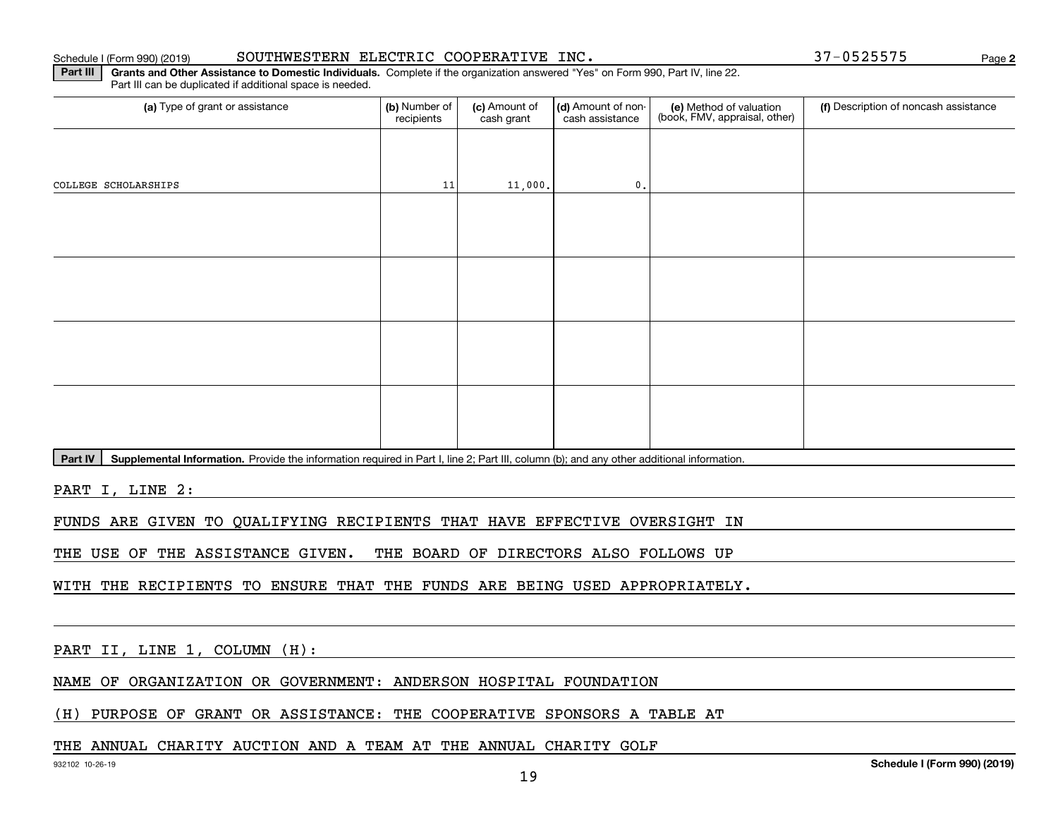Schedule I (Form 990) (2019) SOUTHWESTERN ELECTRIC COOPERATIVE INC. 37-0525575 Page **2**

**Part III** **Grants and Other Assistance to Domestic Individuals.** Complete if the organization answered "Yes" on Form 990, Part IV, line 22. Part III can be duplicated if additional space is needed.

| (a) Type of grant or assistance | (b) Number of recipients | (c) Amount of cash grant | (d) Amount of non-cash assistance | (e) Method of valuation (book, FMV, appraisal, other) | (f) Description of noncash assistance |
|---|---|---|---|---|---|
| COLLEGE SCHOLARSHIPS | 11 | 11,000. | 0. | | |
| | | | | | |
| | | | | | |
| | | | | | |
| | | | | | |

**Part IV** **Supplemental Information.** Provide the information required in Part I, line 2; Part III, column (b); and any other additional information.

PART I, LINE 2:

FUNDS ARE GIVEN TO QUALIFYING RECIPIENTS THAT HAVE EFFECTIVE OVERSIGHT IN THE USE OF THE ASSISTANCE GIVEN. THE BOARD OF DIRECTORS ALSO FOLLOWS UP WITH THE RECIPIENTS TO ENSURE THAT THE FUNDS ARE BEING USED APPROPRIATELY.

PART II, LINE 1, COLUMN (H):

NAME OF ORGANIZATION OR GOVERNMENT: ANDERSON HOSPITAL FOUNDATION

(H) PURPOSE OF GRANT OR ASSISTANCE: THE COOPERATIVE SPONSORS A TABLE AT THE ANNUAL CHARITY AUCTION AND A TEAM AT THE ANNUAL CHARITY GOLF

932102 10-26-19 **Schedule I (Form 990) (2019)**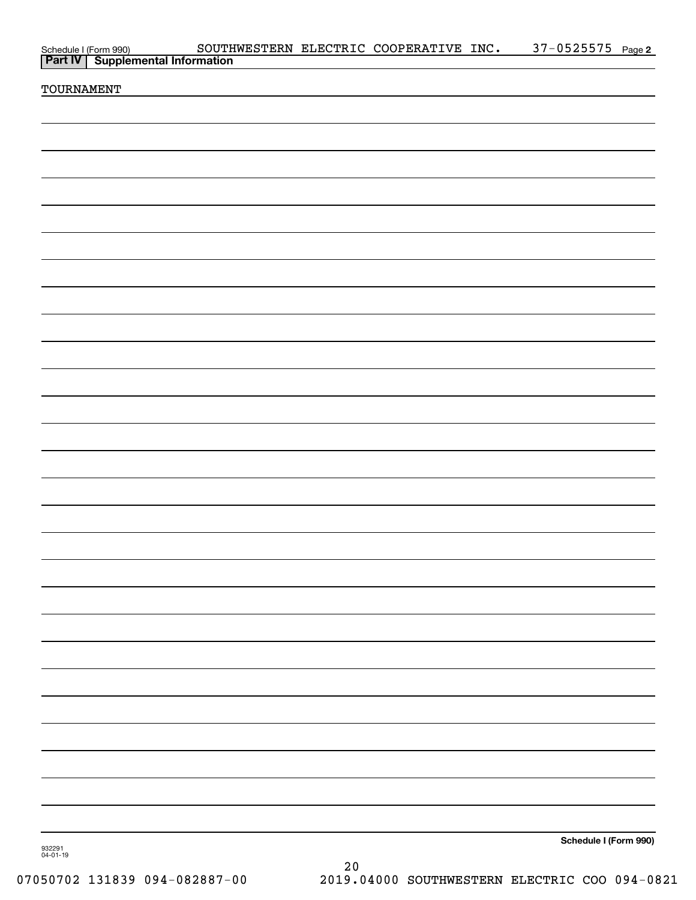Schedule I (Form 990) SOUTHWESTERN ELECTRIC COOPERATIVE INC. 37-0525575 Page 2

**Part IV | Supplemental Information**

TOURNAMENT

**Schedule I (Form 990)**

932291
04-01-19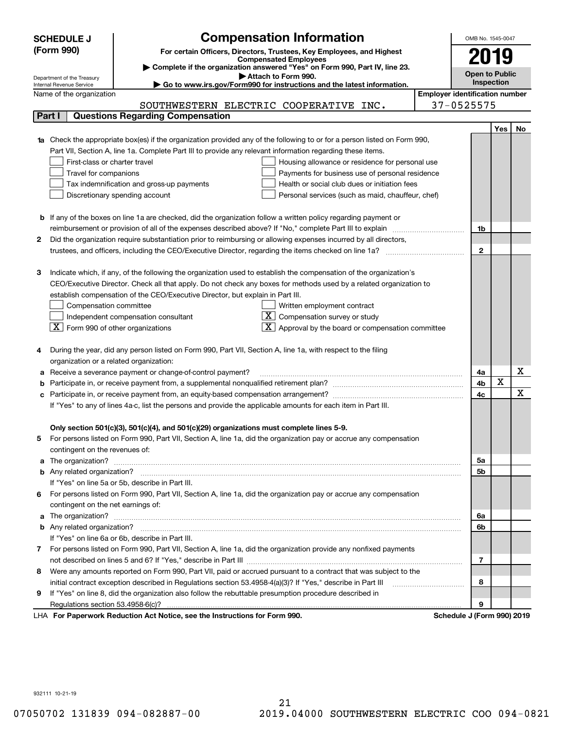# SCHEDULE J (Form 990)

Department of the Treasury
Internal Revenue Service

## Compensation Information

**For certain Officers, Directors, Trustees, Key Employees, and Highest Compensated Employees**

▶ Complete if the organization answered "Yes" on Form 990, Part IV, line 23.

▶ Attach to Form 990.

▶ Go to www.irs.gov/Form990 for instructions and the latest information.

OMB No. 1545-0047

**2019**

**Open to Public Inspection**

Name of the organization: SOUTHWESTERN ELECTRIC COOPERATIVE INC.

Employer identification number: 37-0525575

### Part I — Questions Regarding Compensation

| | | | Yes | No |
|---|---|---|---|---|
| **1a** | Check the appropriate box(es) if the organization provided any of the following to or for a person listed on Form 990, Part VII, Section A, line 1a. Complete Part III to provide any relevant information regarding these items.<br>☐ First-class or charter travel ☐ Housing allowance or residence for personal use<br>☐ Travel for companions ☐ Payments for business use of personal residence<br>☐ Tax indemnification and gross-up payments ☐ Health or social club dues or initiation fees<br>☐ Discretionary spending account ☐ Personal services (such as maid, chauffeur, chef) | | | |
| **b** | If any of the boxes on line 1a are checked, did the organization follow a written policy regarding payment or reimbursement or provision of all of the expenses described above? If "No," complete Part III to explain | 1b | | |
| **2** | Did the organization require substantiation prior to reimbursing or allowing expenses incurred by all directors, trustees, and officers, including the CEO/Executive Director, regarding the items checked on line 1a? | 2 | | |
| **3** | Indicate which, if any, of the following the organization used to establish the compensation of the organization's CEO/Executive Director. Check all that apply. Do not check any boxes for methods used by a related organization to establish compensation of the CEO/Executive Director, but explain in Part III.<br>☐ Compensation committee ☐ Written employment contract<br>☐ Independent compensation consultant ☒ Compensation survey or study<br>☒ Form 990 of other organizations ☒ Approval by the board or compensation committee | | | |
| **4** | During the year, did any person listed on Form 990, Part VII, Section A, line 1a, with respect to the filing organization or a related organization: | | | |
| **a** | Receive a severance payment or change-of-control payment? | 4a | | X |
| **b** | Participate in, or receive payment from, a supplemental nonqualified retirement plan? | 4b | X | |
| **c** | Participate in, or receive payment from, an equity-based compensation arrangement? | 4c | | X |
| | If "Yes" to any of lines 4a-c, list the persons and provide the applicable amounts for each item in Part III. | | | |
| | **Only section 501(c)(3), 501(c)(4), and 501(c)(29) organizations must complete lines 5-9.** | | | |
| **5** | For persons listed on Form 990, Part VII, Section A, line 1a, did the organization pay or accrue any compensation contingent on the revenues of: | | | |
| **a** | The organization? | 5a | | |
| **b** | Any related organization? | 5b | | |
| | If "Yes" on line 5a or 5b, describe in Part III. | | | |
| **6** | For persons listed on Form 990, Part VII, Section A, line 1a, did the organization pay or accrue any compensation contingent on the net earnings of: | | | |
| **a** | The organization? | 6a | | |
| **b** | Any related organization? | 6b | | |
| | If "Yes" on line 6a or 6b, describe in Part III. | | | |
| **7** | For persons listed on Form 990, Part VII, Section A, line 1a, did the organization provide any nonfixed payments not described on lines 5 and 6? If "Yes," describe in Part III | 7 | | |
| **8** | Were any amounts reported on Form 990, Part VII, paid or accrued pursuant to a contract that was subject to the initial contract exception described in Regulations section 53.4958-4(a)(3)? If "Yes," describe in Part III | 8 | | |
| **9** | If "Yes" on line 8, did the organization also follow the rebuttable presumption procedure described in Regulations section 53.4958-6(c)? | 9 | | |

LHA **For Paperwork Reduction Act Notice, see the Instructions for Form 990.** **Schedule J (Form 990) 2019**

932111 10-21-19

07050702 131839 094-082887-00 2019.04000 SOUTHWESTERN ELECTRIC COO 094-0821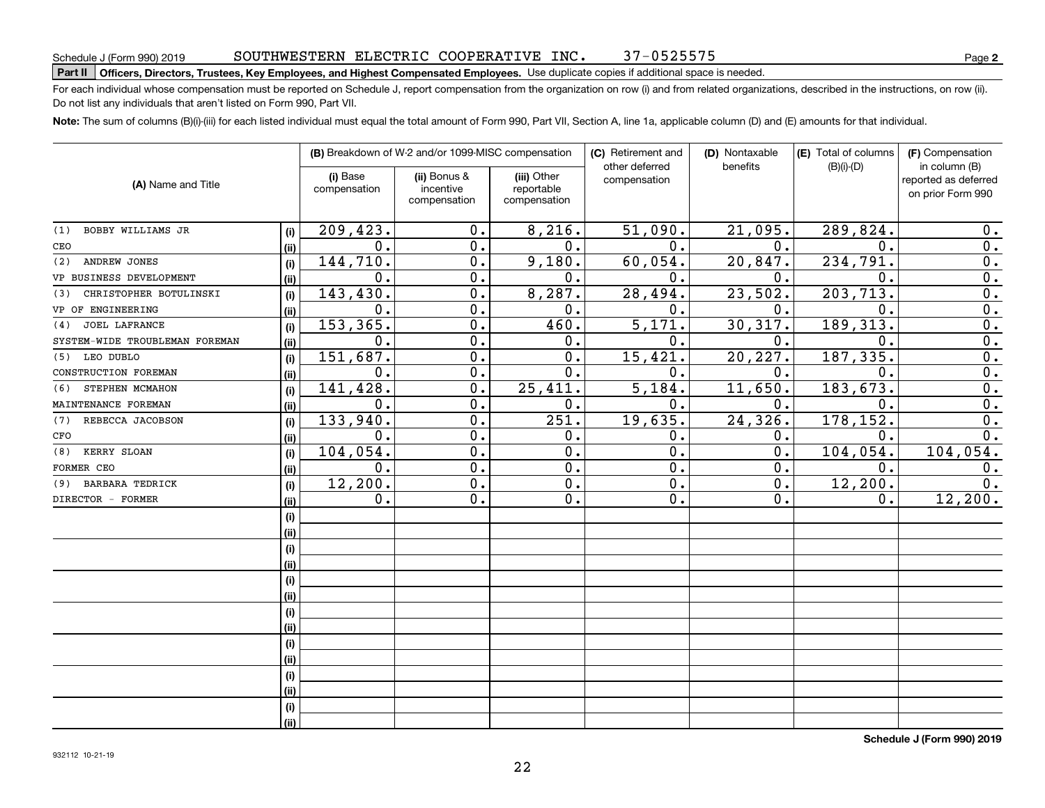Schedule J (Form 990) 2019 SOUTHWESTERN ELECTRIC COOPERATIVE INC. 37-0525575

**Part II** **Officers, Directors, Trustees, Key Employees, and Highest Compensated Employees.** Use duplicate copies if additional space is needed.

For each individual whose compensation must be reported on Schedule J, report compensation from the organization on row (i) and from related organizations, described in the instructions, on row (ii). Do not list any individuals that aren't listed on Form 990, Part VII.

**Note:** The sum of columns (B)(i)-(iii) for each listed individual must equal the total amount of Form 990, Part VII, Section A, line 1a, applicable column (D) and (E) amounts for that individual.

| (A) Name and Title | | (B) Breakdown of W-2 and/or 1099-MISC compensation | | | (C) Retirement and other deferred compensation | (D) Nontaxable benefits | (E) Total of columns (B)(i)-(D) | (F) Compensation in column (B) reported as deferred on prior Form 990 |
|---|---|---|---|---|---|---|---|---|
| | | (i) Base compensation | (ii) Bonus & incentive compensation | (iii) Other reportable compensation | | | | |
| (1) BOBBY WILLIAMS JR | (i) | 209,423. | 0. | 8,216. | 51,090. | 21,095. | 289,824. | 0. |
| CEO | (ii) | 0. | 0. | 0. | 0. | 0. | 0. | 0. |
| (2) ANDREW JONES | (i) | 144,710. | 0. | 9,180. | 60,054. | 20,847. | 234,791. | 0. |
| VP BUSINESS DEVELOPMENT | (ii) | 0. | 0. | 0. | 0. | 0. | 0. | 0. |
| (3) CHRISTOPHER BOTULINSKI | (i) | 143,430. | 0. | 8,287. | 28,494. | 23,502. | 203,713. | 0. |
| VP OF ENGINEERING | (ii) | 0. | 0. | 0. | 0. | 0. | 0. | 0. |
| (4) JOEL LAFRANCE | (i) | 153,365. | 0. | 460. | 5,171. | 30,317. | 189,313. | 0. |
| SYSTEM-WIDE TROUBLEMAN FOREMAN | (ii) | 0. | 0. | 0. | 0. | 0. | 0. | 0. |
| (5) LEO DUBLO | (i) | 151,687. | 0. | 0. | 15,421. | 20,227. | 187,335. | 0. |
| CONSTRUCTION FOREMAN | (ii) | 0. | 0. | 0. | 0. | 0. | 0. | 0. |
| (6) STEPHEN MCMAHON | (i) | 141,428. | 0. | 25,411. | 5,184. | 11,650. | 183,673. | 0. |
| MAINTENANCE FOREMAN | (ii) | 0. | 0. | 0. | 0. | 0. | 0. | 0. |
| (7) REBECCA JACOBSON | (i) | 133,940. | 0. | 251. | 19,635. | 24,326. | 178,152. | 0. |
| CFO | (ii) | 0. | 0. | 0. | 0. | 0. | 0. | 0. |
| (8) KERRY SLOAN | (i) | 104,054. | 0. | 0. | 0. | 0. | 104,054. | 104,054. |
| FORMER CEO | (ii) | 0. | 0. | 0. | 0. | 0. | 0. | 0. |
| (9) BARBARA TEDRICK | (i) | 12,200. | 0. | 0. | 0. | 0. | 12,200. | 0. |
| DIRECTOR - FORMER | (ii) | 0. | 0. | 0. | 0. | 0. | 0. | 12,200. |
| | (i) | | | | | | | |
| | (ii) | | | | | | | |
| | (i) | | | | | | | |
| | (ii) | | | | | | | |
| | (i) | | | | | | | |
| | (ii) | | | | | | | |
| | (i) | | | | | | | |
| | (ii) | | | | | | | |
| | (i) | | | | | | | |
| | (ii) | | | | | | | |
| | (i) | | | | | | | |
| | (ii) | | | | | | | |
| | (i) | | | | | | | |
| | (ii) | | | | | | | |

**Schedule J (Form 990) 2019**

932112 10-21-19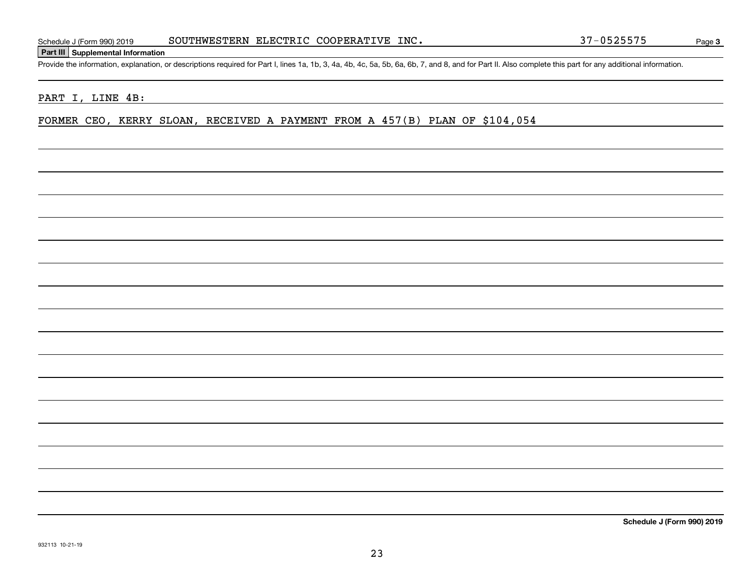Schedule J (Form 990) 2019 SOUTHWESTERN ELECTRIC COOPERATIVE INC. 37-0525575 Page 3

**Part III Supplemental Information**

Provide the information, explanation, or descriptions required for Part I, lines 1a, 1b, 3, 4a, 4b, 4c, 5a, 5b, 6a, 6b, 7, and 8, and for Part II. Also complete this part for any additional information.

PART I, LINE 4B:

FORMER CEO, KERRY SLOAN, RECEIVED A PAYMENT FROM A 457(B) PLAN OF $104,054

**Schedule J (Form 990) 2019**

932113 10-21-19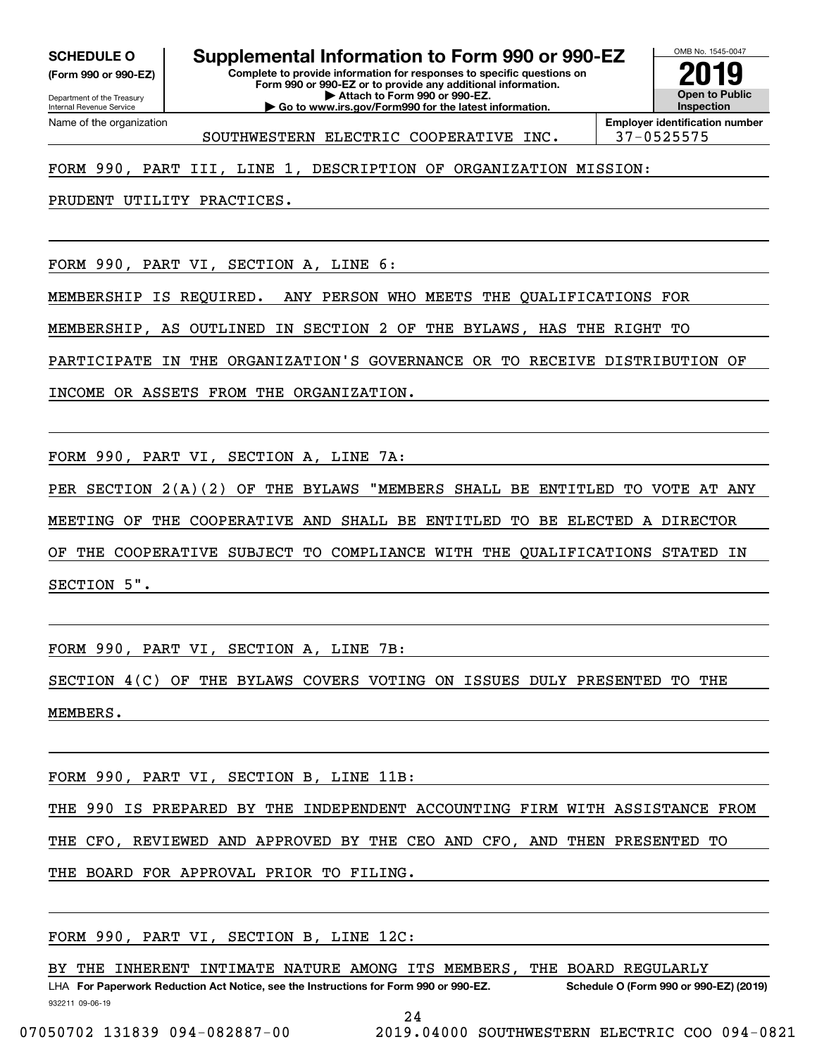**SCHEDULE O**
**(Form 990 or 990-EZ)**

Department of the Treasury
Internal Revenue Service

# Supplemental Information to Form 990 or 990-EZ

**Complete to provide information for responses to specific questions on Form 990 or 990-EZ or to provide any additional information.**
**▶ Attach to Form 990 or 990-EZ.**
**▶ Go to www.irs.gov/Form990 for the latest information.**

OMB No. 1545-0047

**2019**

**Open to Public Inspection**

| Name of the organization | Employer identification number |
|---|---|
| SOUTHWESTERN ELECTRIC COOPERATIVE INC. | 37-0525575 |

FORM 990, PART III, LINE 1, DESCRIPTION OF ORGANIZATION MISSION:

PRUDENT UTILITY PRACTICES.

FORM 990, PART VI, SECTION A, LINE 6:

MEMBERSHIP IS REQUIRED. ANY PERSON WHO MEETS THE QUALIFICATIONS FOR MEMBERSHIP, AS OUTLINED IN SECTION 2 OF THE BYLAWS, HAS THE RIGHT TO PARTICIPATE IN THE ORGANIZATION'S GOVERNANCE OR TO RECEIVE DISTRIBUTION OF INCOME OR ASSETS FROM THE ORGANIZATION.

FORM 990, PART VI, SECTION A, LINE 7A:

PER SECTION 2(A)(2) OF THE BYLAWS "MEMBERS SHALL BE ENTITLED TO VOTE AT ANY MEETING OF THE COOPERATIVE AND SHALL BE ENTITLED TO BE ELECTED A DIRECTOR OF THE COOPERATIVE SUBJECT TO COMPLIANCE WITH THE QUALIFICATIONS STATED IN SECTION 5".

FORM 990, PART VI, SECTION A, LINE 7B:

SECTION 4(C) OF THE BYLAWS COVERS VOTING ON ISSUES DULY PRESENTED TO THE MEMBERS.

FORM 990, PART VI, SECTION B, LINE 11B:

THE 990 IS PREPARED BY THE INDEPENDENT ACCOUNTING FIRM WITH ASSISTANCE FROM THE CFO, REVIEWED AND APPROVED BY THE CEO AND CFO, AND THEN PRESENTED TO THE BOARD FOR APPROVAL PRIOR TO FILING.

FORM 990, PART VI, SECTION B, LINE 12C:

BY THE INHERENT INTIMATE NATURE AMONG ITS MEMBERS, THE BOARD REGULARLY

LHA **For Paperwork Reduction Act Notice, see the Instructions for Form 990 or 990-EZ.** **Schedule O (Form 990 or 990-EZ) (2019)**

932211 09-06-19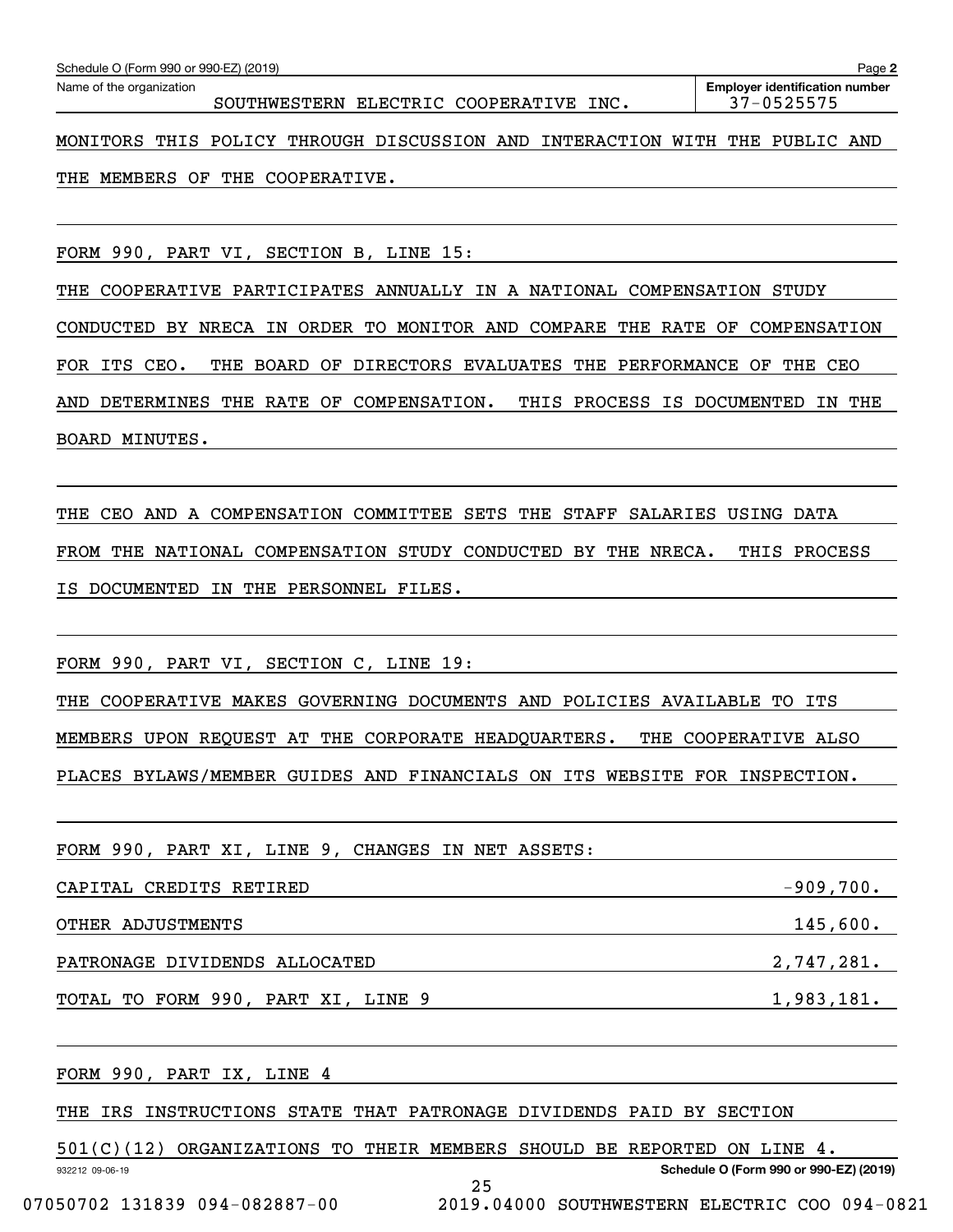Schedule O (Form 990 or 990-EZ) (2019)

Name of the organization: SOUTHWESTERN ELECTRIC COOPERATIVE INC.

Employer identification number: 37-0525575

MONITORS THIS POLICY THROUGH DISCUSSION AND INTERACTION WITH THE PUBLIC AND THE MEMBERS OF THE COOPERATIVE.

FORM 990, PART VI, SECTION B, LINE 15:

THE COOPERATIVE PARTICIPATES ANNUALLY IN A NATIONAL COMPENSATION STUDY CONDUCTED BY NRECA IN ORDER TO MONITOR AND COMPARE THE RATE OF COMPENSATION FOR ITS CEO. THE BOARD OF DIRECTORS EVALUATES THE PERFORMANCE OF THE CEO AND DETERMINES THE RATE OF COMPENSATION. THIS PROCESS IS DOCUMENTED IN THE BOARD MINUTES.

THE CEO AND A COMPENSATION COMMITTEE SETS THE STAFF SALARIES USING DATA FROM THE NATIONAL COMPENSATION STUDY CONDUCTED BY THE NRECA. THIS PROCESS IS DOCUMENTED IN THE PERSONNEL FILES.

FORM 990, PART VI, SECTION C, LINE 19:

THE COOPERATIVE MAKES GOVERNING DOCUMENTS AND POLICIES AVAILABLE TO ITS MEMBERS UPON REQUEST AT THE CORPORATE HEADQUARTERS. THE COOPERATIVE ALSO PLACES BYLAWS/MEMBER GUIDES AND FINANCIALS ON ITS WEBSITE FOR INSPECTION.

FORM 990, PART XI, LINE 9, CHANGES IN NET ASSETS:

| | |
|---|---:|
| CAPITAL CREDITS RETIRED | -909,700. |
| OTHER ADJUSTMENTS | 145,600. |
| PATRONAGE DIVIDENDS ALLOCATED | 2,747,281. |
| TOTAL TO FORM 990, PART XI, LINE 9 | 1,983,181. |

FORM 990, PART IX, LINE 4

THE IRS INSTRUCTIONS STATE THAT PATRONAGE DIVIDENDS PAID BY SECTION 501(C)(12) ORGANIZATIONS TO THEIR MEMBERS SHOULD BE REPORTED ON LINE 4.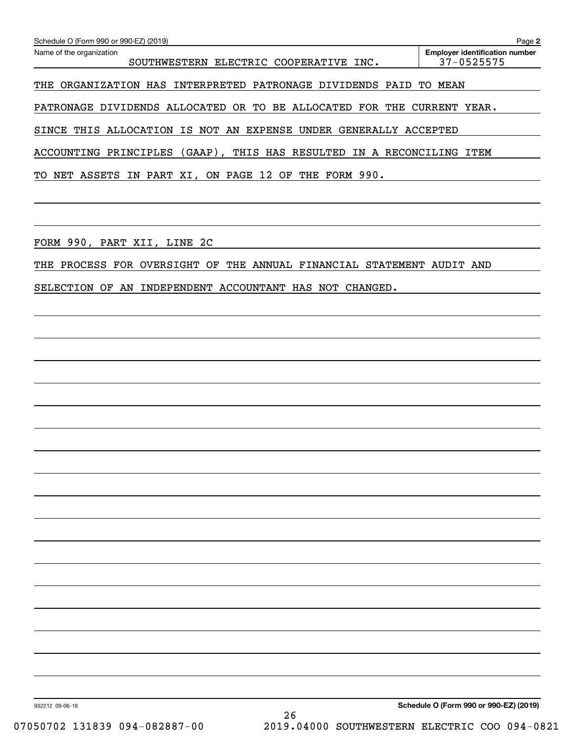Schedule O (Form 990 or 990-EZ) (2019) Page **2**

Name of the organization: SOUTHWESTERN ELECTRIC COOPERATIVE INC.

**Employer identification number**: 37-0525575

THE ORGANIZATION HAS INTERPRETED PATRONAGE DIVIDENDS PAID TO MEAN PATRONAGE DIVIDENDS ALLOCATED OR TO BE ALLOCATED FOR THE CURRENT YEAR. SINCE THIS ALLOCATION IS NOT AN EXPENSE UNDER GENERALLY ACCEPTED ACCOUNTING PRINCIPLES (GAAP), THIS HAS RESULTED IN A RECONCILING ITEM TO NET ASSETS IN PART XI, ON PAGE 12 OF THE FORM 990.

FORM 990, PART XII, LINE 2C

THE PROCESS FOR OVERSIGHT OF THE ANNUAL FINANCIAL STATEMENT AUDIT AND SELECTION OF AN INDEPENDENT ACCOUNTANT HAS NOT CHANGED.

932212 09-06-19

**Schedule O (Form 990 or 990-EZ) (2019)**

07050702 131839 094-082887-00 2019.04000 SOUTHWESTERN ELECTRIC COO 094-0821